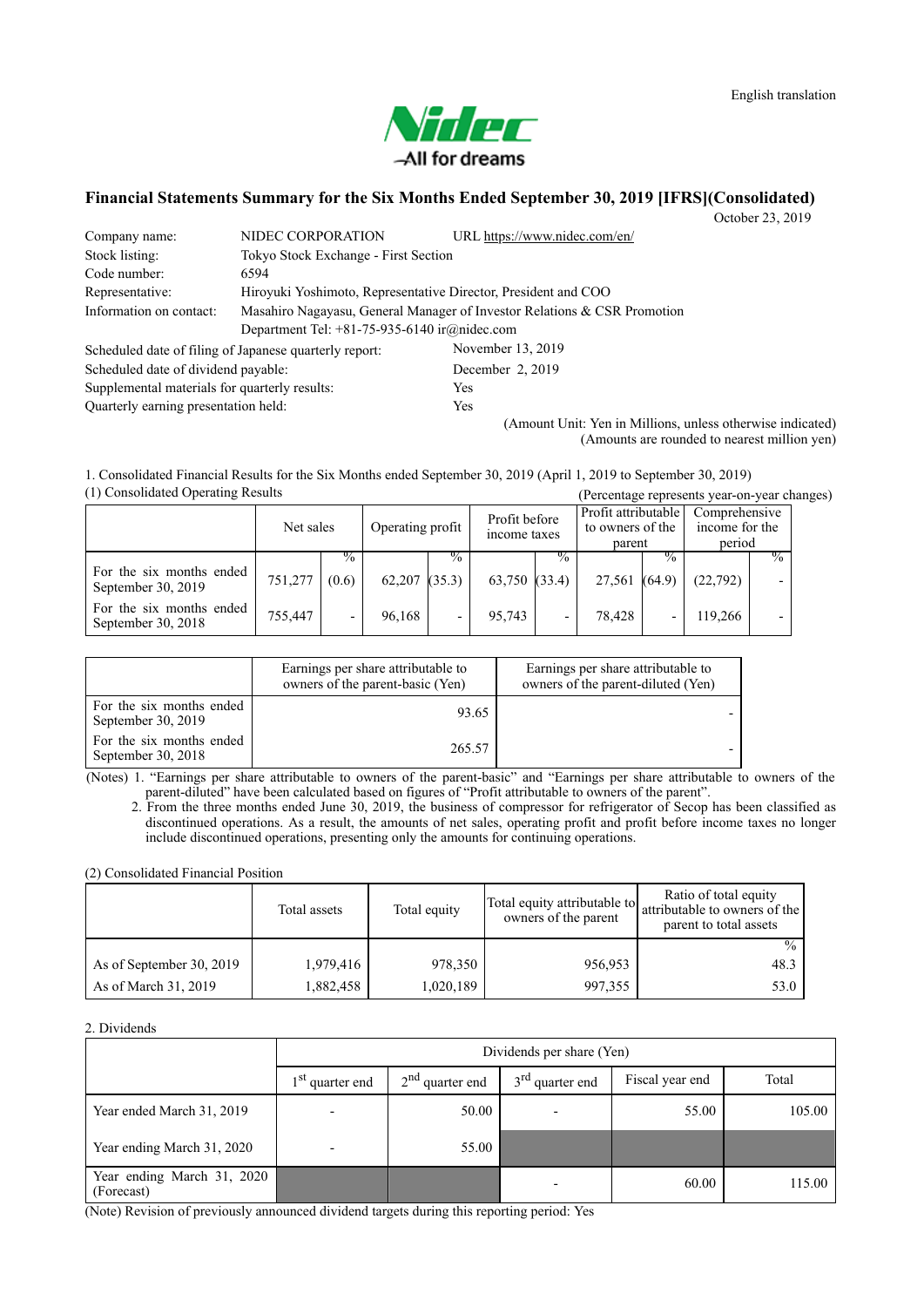English translation

Nidec
All for dreams

# Financial Statements Summary for the Six Months Ended September 30, 2019 [IFRS](Consolidated)

October 23, 2019

| | | |
|---|---|---|
| Company name: | NIDEC CORPORATION | URL https://www.nidec.com/en/ |
| Stock listing: | Tokyo Stock Exchange - First Section | |
| Code number: | 6594 | |
| Representative: | Hiroyuki Yoshimoto, Representative Director, President and COO | |
| Information on contact: | Masahiro Nagayasu, General Manager of Investor Relations & CSR Promotion Department Tel: +81-75-935-6140 ir@nidec.com | |

| | |
|---|---|
| Scheduled date of filing of Japanese quarterly report: | November 13, 2019 |
| Scheduled date of dividend payable: | December 2, 2019 |
| Supplemental materials for quarterly results: | Yes |
| Quarterly earning presentation held: | Yes |

(Amount Unit: Yen in Millions, unless otherwise indicated)
(Amounts are rounded to nearest million yen)

1. Consolidated Financial Results for the Six Months ended September 30, 2019 (April 1, 2019 to September 30, 2019)

(1) Consolidated Operating Results

(Percentage represents year-on-year changes)

| | Net sales | | Operating profit | | Profit before income taxes | | Profit attributable to owners of the parent | | Comprehensive income for the period | |
|---|---|---|---|---|---|---|---|---|---|---|
| | | % | | % | | % | | % | | % |
| For the six months ended September 30, 2019 | 751,277 | (0.6) | 62,207 | (35.3) | 63,750 | (33.4) | 27,561 | (64.9) | (22,792) | - |
| For the six months ended September 30, 2018 | 755,447 | - | 96,168 | - | 95,743 | - | 78,428 | - | 119,266 | - |

| | Earnings per share attributable to owners of the parent-basic (Yen) | Earnings per share attributable to owners of the parent-diluted (Yen) |
|---|---|---|
| For the six months ended September 30, 2019 | 93.65 | - |
| For the six months ended September 30, 2018 | 265.57 | - |

(Notes) 1. "Earnings per share attributable to owners of the parent-basic" and "Earnings per share attributable to owners of the parent-diluted" have been calculated based on figures of "Profit attributable to owners of the parent".

2. From the three months ended June 30, 2019, the business of compressor for refrigerator of Secop has been classified as discontinued operations. As a result, the amounts of net sales, operating profit and profit before income taxes no longer include discontinued operations, presenting only the amounts for continuing operations.

(2) Consolidated Financial Position

| | Total assets | Total equity | Total equity attributable to owners of the parent | Ratio of total equity attributable to owners of the parent to total assets |
|---|---|---|---|---|
| | | | | % |
| As of September 30, 2019 | 1,979,416 | 978,350 | 956,953 | 48.3 |
| As of March 31, 2019 | 1,882,458 | 1,020,189 | 997,355 | 53.0 |

2. Dividends

| | Dividends per share (Yen) | | | | |
|---|---|---|---|---|---|
| | 1st quarter end | 2nd quarter end | 3rd quarter end | Fiscal year end | Total |
| Year ended March 31, 2019 | - | 50.00 | - | 55.00 | 105.00 |
| Year ending March 31, 2020 | - | 55.00 | | | |
| Year ending March 31, 2020 (Forecast) | | | - | 60.00 | 115.00 |

(Note) Revision of previously announced dividend targets during this reporting period: Yes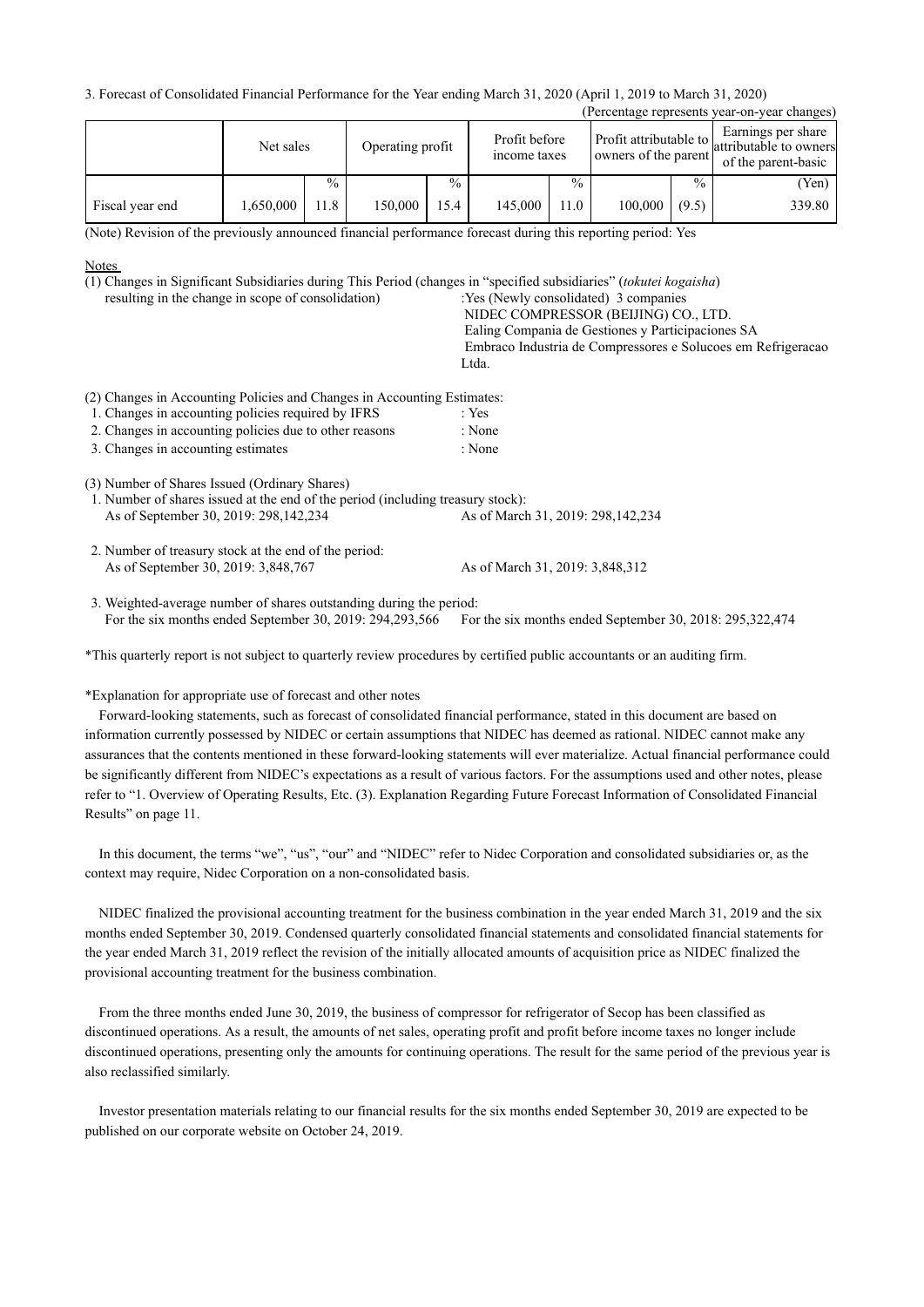3. Forecast of Consolidated Financial Performance for the Year ending March 31, 2020 (April 1, 2019 to March 31, 2020)

(Percentage represents year-on-year changes)

| | Net sales | | Operating profit | | Profit before income taxes | | Profit attributable to owners of the parent | | Earnings per share attributable to owners of the parent-basic |
|---|---|---|---|---|---|---|---|---|---|
| | | % | | % | | % | | % | (Yen) |
| Fiscal year end | 1,650,000 | 11.8 | 150,000 | 15.4 | 145,000 | 11.0 | 100,000 | (9.5) | 339.80 |

(Note) Revision of the previously announced financial performance forecast during this reporting period: Yes

Notes

(1) Changes in Significant Subsidiaries during This Period (changes in "specified subsidiaries" (*tokutei kogaisha*) resulting in the change in scope of consolidation) :Yes (Newly consolidated) 3 companies
NIDEC COMPRESSOR (BEIJING) CO., LTD.
Ealing Compania de Gestiones y Participaciones SA
Embraco Industria de Compressores e Solucoes em Refrigeracao Ltda.

(2) Changes in Accounting Policies and Changes in Accounting Estimates:
1. Changes in accounting policies required by IFRS : Yes
2. Changes in accounting policies due to other reasons : None
3. Changes in accounting estimates : None

(3) Number of Shares Issued (Ordinary Shares)
1. Number of shares issued at the end of the period (including treasury stock):
As of September 30, 2019: 298,142,234 As of March 31, 2019: 298,142,234

2. Number of treasury stock at the end of the period:
As of September 30, 2019: 3,848,767 As of March 31, 2019: 3,848,312

3. Weighted-average number of shares outstanding during the period:
For the six months ended September 30, 2019: 294,293,566 For the six months ended September 30, 2018: 295,322,474

*This quarterly report is not subject to quarterly review procedures by certified public accountants or an auditing firm.

*Explanation for appropriate use of forecast and other notes

Forward-looking statements, such as forecast of consolidated financial performance, stated in this document are based on information currently possessed by NIDEC or certain assumptions that NIDEC has deemed as rational. NIDEC cannot make any assurances that the contents mentioned in these forward-looking statements will ever materialize. Actual financial performance could be significantly different from NIDEC's expectations as a result of various factors. For the assumptions used and other notes, please refer to "1. Overview of Operating Results, Etc. (3). Explanation Regarding Future Forecast Information of Consolidated Financial Results" on page 11.

In this document, the terms "we", "us", "our" and "NIDEC" refer to Nidec Corporation and consolidated subsidiaries or, as the context may require, Nidec Corporation on a non-consolidated basis.

NIDEC finalized the provisional accounting treatment for the business combination in the year ended March 31, 2019 and the six months ended September 30, 2019. Condensed quarterly consolidated financial statements and consolidated financial statements for the year ended March 31, 2019 reflect the revision of the initially allocated amounts of acquisition price as NIDEC finalized the provisional accounting treatment for the business combination.

From the three months ended June 30, 2019, the business of compressor for refrigerator of Secop has been classified as discontinued operations. As a result, the amounts of net sales, operating profit and profit before income taxes no longer include discontinued operations, presenting only the amounts for continuing operations. The result for the same period of the previous year is also reclassified similarly.

Investor presentation materials relating to our financial results for the six months ended September 30, 2019 are expected to be published on our corporate website on October 24, 2019.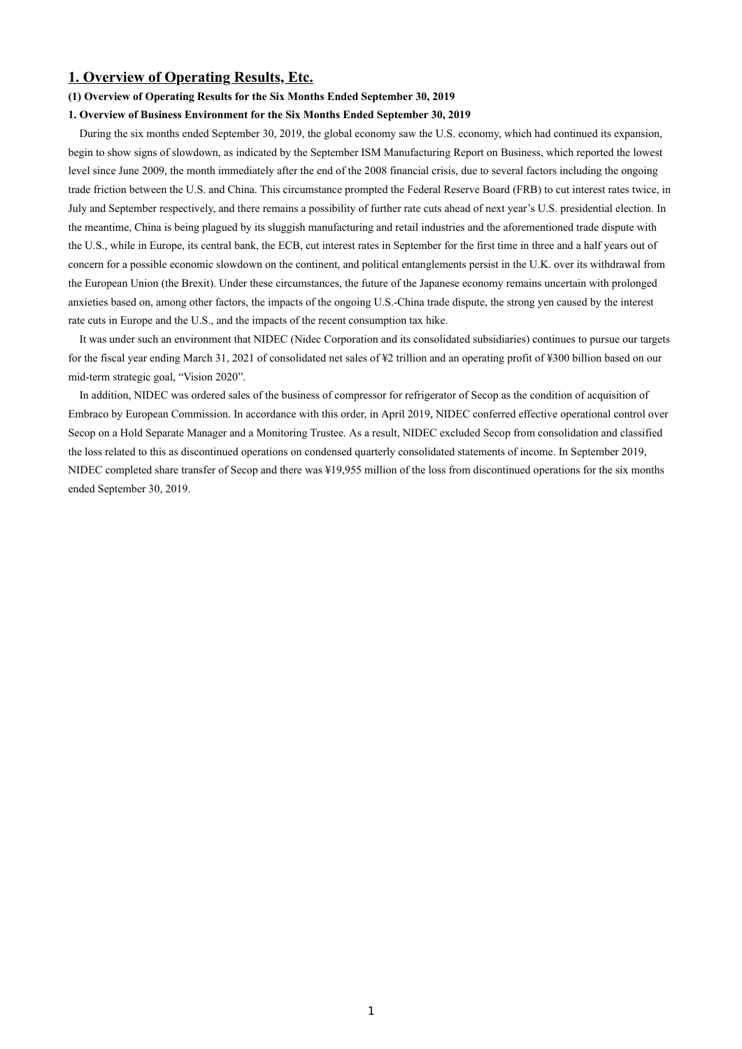## 1. Overview of Operating Results, Etc.

**(1) Overview of Operating Results for the Six Months Ended September 30, 2019**

**1. Overview of Business Environment for the Six Months Ended September 30, 2019**

During the six months ended September 30, 2019, the global economy saw the U.S. economy, which had continued its expansion, begin to show signs of slowdown, as indicated by the September ISM Manufacturing Report on Business, which reported the lowest level since June 2009, the month immediately after the end of the 2008 financial crisis, due to several factors including the ongoing trade friction between the U.S. and China. This circumstance prompted the Federal Reserve Board (FRB) to cut interest rates twice, in July and September respectively, and there remains a possibility of further rate cuts ahead of next year's U.S. presidential election. In the meantime, China is being plagued by its sluggish manufacturing and retail industries and the aforementioned trade dispute with the U.S., while in Europe, its central bank, the ECB, cut interest rates in September for the first time in three and a half years out of concern for a possible economic slowdown on the continent, and political entanglements persist in the U.K. over its withdrawal from the European Union (the Brexit). Under these circumstances, the future of the Japanese economy remains uncertain with prolonged anxieties based on, among other factors, the impacts of the ongoing U.S.-China trade dispute, the strong yen caused by the interest rate cuts in Europe and the U.S., and the impacts of the recent consumption tax hike.

It was under such an environment that NIDEC (Nidec Corporation and its consolidated subsidiaries) continues to pursue our targets for the fiscal year ending March 31, 2021 of consolidated net sales of ¥2 trillion and an operating profit of ¥300 billion based on our mid-term strategic goal, "Vision 2020".

In addition, NIDEC was ordered sales of the business of compressor for refrigerator of Secop as the condition of acquisition of Embraco by European Commission. In accordance with this order, in April 2019, NIDEC conferred effective operational control over Secop on a Hold Separate Manager and a Monitoring Trustee. As a result, NIDEC excluded Secop from consolidation and classified the loss related to this as discontinued operations on condensed quarterly consolidated statements of income. In September 2019, NIDEC completed share transfer of Secop and there was ¥19,955 million of the loss from discontinued operations for the six months ended September 30, 2019.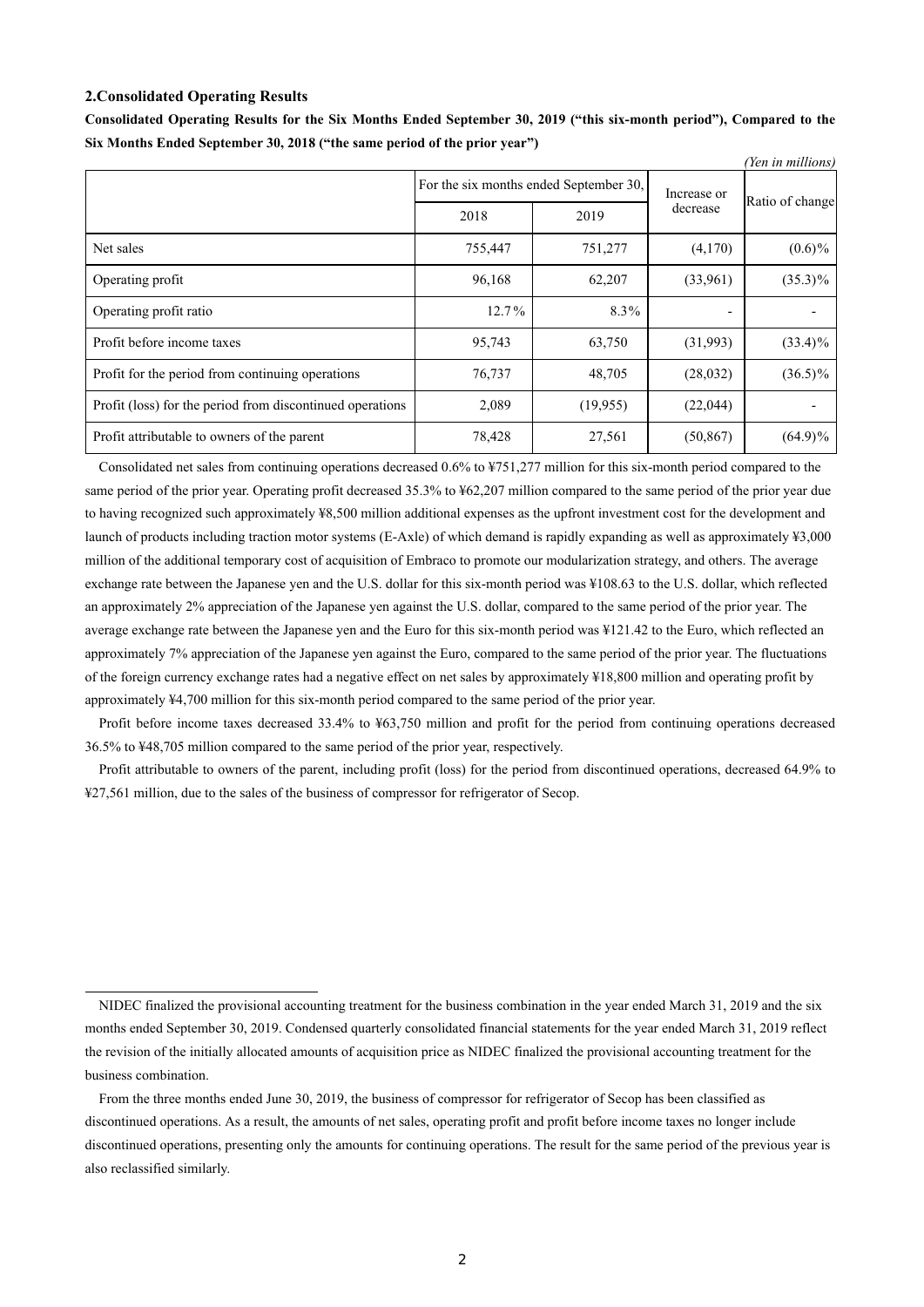## 2.Consolidated Operating Results

**Consolidated Operating Results for the Six Months Ended September 30, 2019 ("this six-month period"), Compared to the Six Months Ended September 30, 2018 ("the same period of the prior year")**

*(Yen in millions)*

| | For the six months ended September 30, | | Increase or decrease | Ratio of change |
|---|---|---|---|---|
| | 2018 | 2019 | | |
| Net sales | 755,447 | 751,277 | (4,170) | (0.6)% |
| Operating profit | 96,168 | 62,207 | (33,961) | (35.3)% |
| Operating profit ratio | 12.7% | 8.3% | - | - |
| Profit before income taxes | 95,743 | 63,750 | (31,993) | (33.4)% |
| Profit for the period from continuing operations | 76,737 | 48,705 | (28,032) | (36.5)% |
| Profit (loss) for the period from discontinued operations | 2,089 | (19,955) | (22,044) | - |
| Profit attributable to owners of the parent | 78,428 | 27,561 | (50,867) | (64.9)% |

Consolidated net sales from continuing operations decreased 0.6% to ¥751,277 million for this six-month period compared to the same period of the prior year. Operating profit decreased 35.3% to ¥62,207 million compared to the same period of the prior year due to having recognized such approximately ¥8,500 million additional expenses as the upfront investment cost for the development and launch of products including traction motor systems (E-Axle) of which demand is rapidly expanding as well as approximately ¥3,000 million of the additional temporary cost of acquisition of Embraco to promote our modularization strategy, and others. The average exchange rate between the Japanese yen and the U.S. dollar for this six-month period was ¥108.63 to the U.S. dollar, which reflected an approximately 2% appreciation of the Japanese yen against the U.S. dollar, compared to the same period of the prior year. The average exchange rate between the Japanese yen and the Euro for this six-month period was ¥121.42 to the Euro, which reflected an approximately 7% appreciation of the Japanese yen against the Euro, compared to the same period of the prior year. The fluctuations of the foreign currency exchange rates had a negative effect on net sales by approximately ¥18,800 million and operating profit by approximately ¥4,700 million for this six-month period compared to the same period of the prior year.

Profit before income taxes decreased 33.4% to ¥63,750 million and profit for the period from continuing operations decreased 36.5% to ¥48,705 million compared to the same period of the prior year, respectively.

Profit attributable to owners of the parent, including profit (loss) for the period from discontinued operations, decreased 64.9% to ¥27,561 million, due to the sales of the business of compressor for refrigerator of Secop.

---

NIDEC finalized the provisional accounting treatment for the business combination in the year ended March 31, 2019 and the six months ended September 30, 2019. Condensed quarterly consolidated financial statements for the year ended March 31, 2019 reflect the revision of the initially allocated amounts of acquisition price as NIDEC finalized the provisional accounting treatment for the business combination.

From the three months ended June 30, 2019, the business of compressor for refrigerator of Secop has been classified as discontinued operations. As a result, the amounts of net sales, operating profit and profit before income taxes no longer include discontinued operations, presenting only the amounts for continuing operations. The result for the same period of the previous year is also reclassified similarly.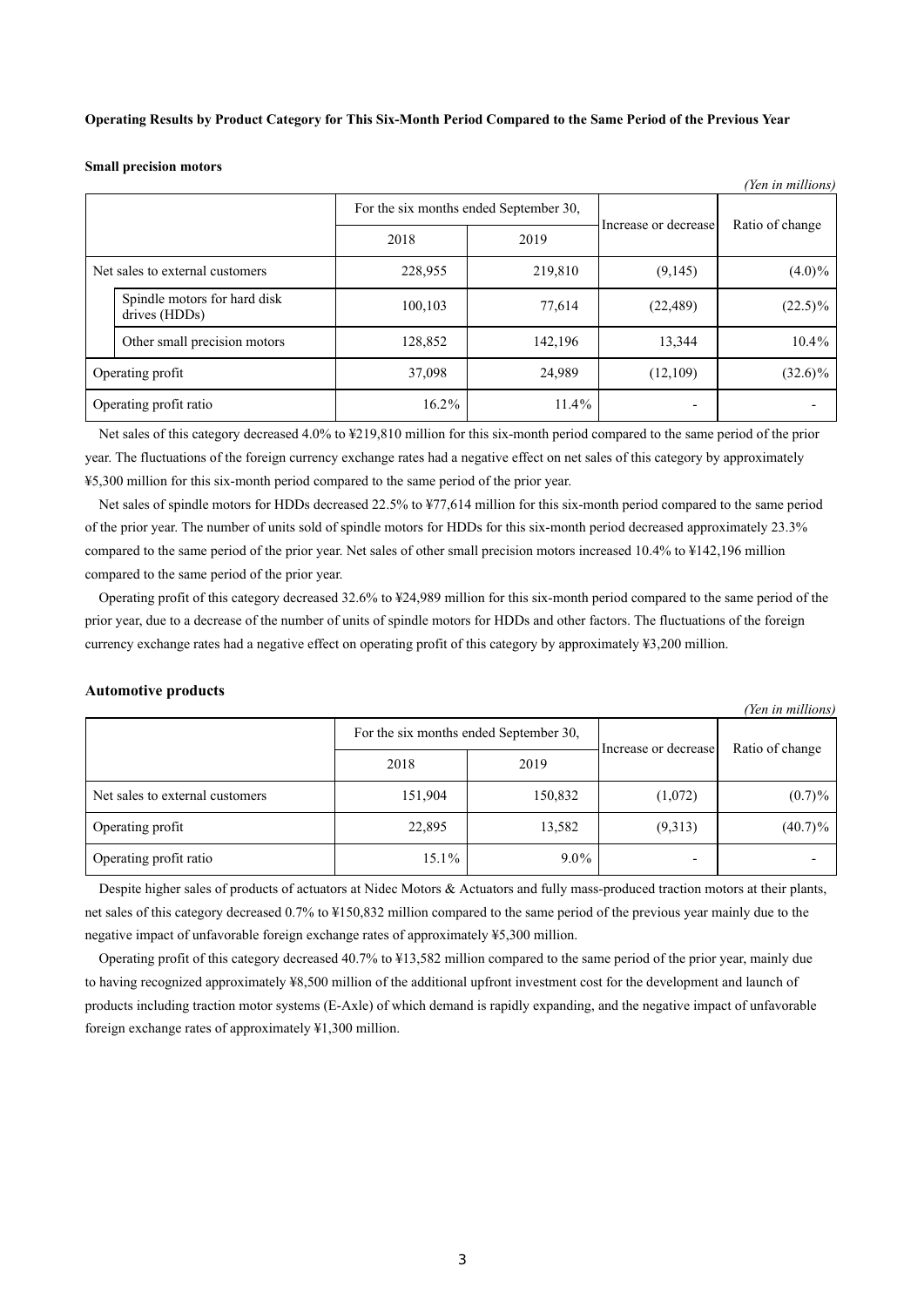**Operating Results by Product Category for This Six-Month Period Compared to the Same Period of the Previous Year**

**Small precision motors**

*(Yen in millions)*

| | For the six months ended September 30, | | Increase or decrease | Ratio of change |
|---|---|---|---|---|
| | 2018 | 2019 | | |
| Net sales to external customers | 228,955 | 219,810 | (9,145) | (4.0)% |
| Spindle motors for hard disk drives (HDDs) | 100,103 | 77,614 | (22,489) | (22.5)% |
| Other small precision motors | 128,852 | 142,196 | 13,344 | 10.4% |
| Operating profit | 37,098 | 24,989 | (12,109) | (32.6)% |
| Operating profit ratio | 16.2% | 11.4% | - | - |

Net sales of this category decreased 4.0% to ¥219,810 million for this six-month period compared to the same period of the prior year. The fluctuations of the foreign currency exchange rates had a negative effect on net sales of this category by approximately ¥5,300 million for this six-month period compared to the same period of the prior year.

Net sales of spindle motors for HDDs decreased 22.5% to ¥77,614 million for this six-month period compared to the same period of the prior year. The number of units sold of spindle motors for HDDs for this six-month period decreased approximately 23.3% compared to the same period of the prior year. Net sales of other small precision motors increased 10.4% to ¥142,196 million compared to the same period of the prior year.

Operating profit of this category decreased 32.6% to ¥24,989 million for this six-month period compared to the same period of the prior year, due to a decrease of the number of units of spindle motors for HDDs and other factors. The fluctuations of the foreign currency exchange rates had a negative effect on operating profit of this category by approximately ¥3,200 million.

**Automotive products**

*(Yen in millions)*

| | For the six months ended September 30, | | Increase or decrease | Ratio of change |
|---|---|---|---|---|
| | 2018 | 2019 | | |
| Net sales to external customers | 151,904 | 150,832 | (1,072) | (0.7)% |
| Operating profit | 22,895 | 13,582 | (9,313) | (40.7)% |
| Operating profit ratio | 15.1% | 9.0% | - | - |

Despite higher sales of products of actuators at Nidec Motors & Actuators and fully mass-produced traction motors at their plants, net sales of this category decreased 0.7% to ¥150,832 million compared to the same period of the previous year mainly due to the negative impact of unfavorable foreign exchange rates of approximately ¥5,300 million.

Operating profit of this category decreased 40.7% to ¥13,582 million compared to the same period of the prior year, mainly due to having recognized approximately ¥8,500 million of the additional upfront investment cost for the development and launch of products including traction motor systems (E-Axle) of which demand is rapidly expanding, and the negative impact of unfavorable foreign exchange rates of approximately ¥1,300 million.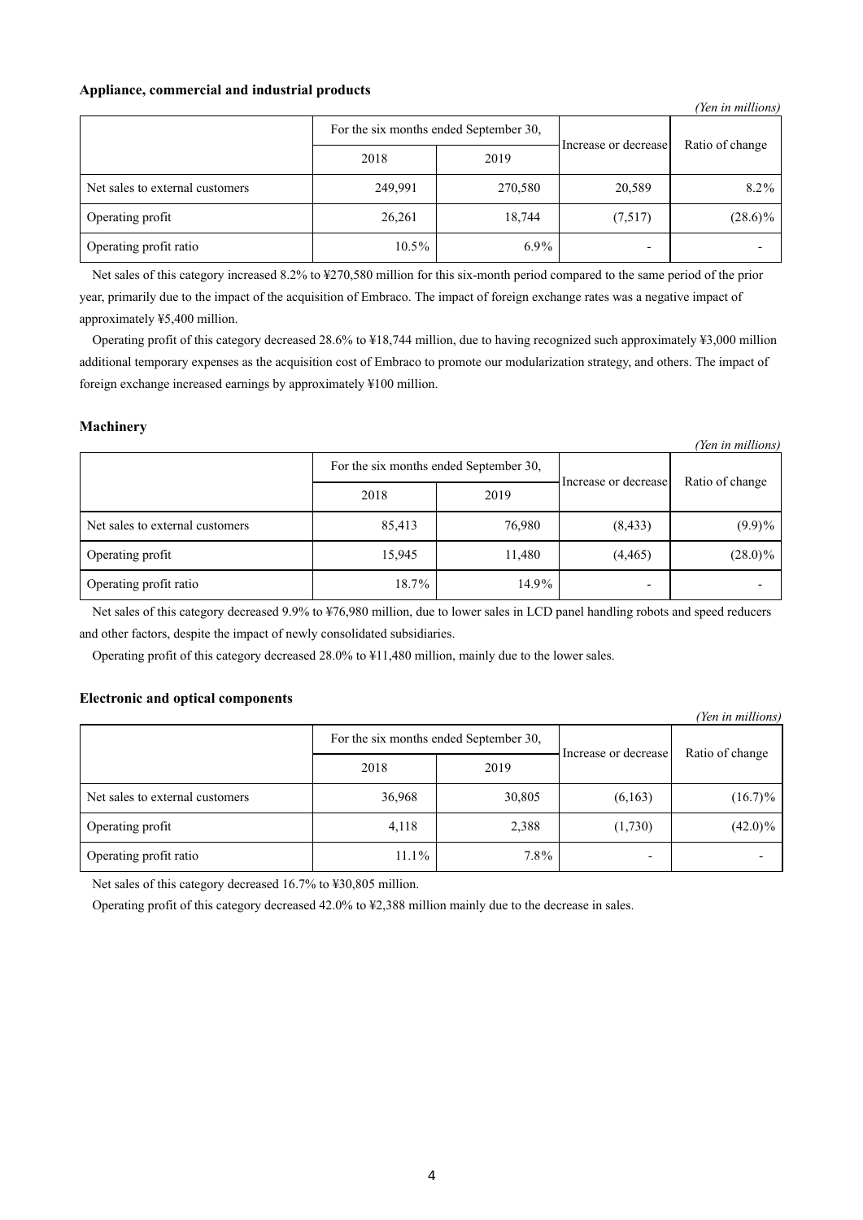**Appliance, commercial and industrial products**

*(Yen in millions)*

| | For the six months ended September 30, | | Increase or decrease | Ratio of change |
|---|---|---|---|---|
| | 2018 | 2019 | | |
| Net sales to external customers | 249,991 | 270,580 | 20,589 | 8.2% |
| Operating profit | 26,261 | 18,744 | (7,517) | (28.6)% |
| Operating profit ratio | 10.5% | 6.9% | - | - |

Net sales of this category increased 8.2% to ¥270,580 million for this six-month period compared to the same period of the prior year, primarily due to the impact of the acquisition of Embraco. The impact of foreign exchange rates was a negative impact of approximately ¥5,400 million.

Operating profit of this category decreased 28.6% to ¥18,744 million, due to having recognized such approximately ¥3,000 million additional temporary expenses as the acquisition cost of Embraco to promote our modularization strategy, and others. The impact of foreign exchange increased earnings by approximately ¥100 million.

**Machinery**

*(Yen in millions)*

| | For the six months ended September 30, | | Increase or decrease | Ratio of change |
|---|---|---|---|---|
| | 2018 | 2019 | | |
| Net sales to external customers | 85,413 | 76,980 | (8,433) | (9.9)% |
| Operating profit | 15,945 | 11,480 | (4,465) | (28.0)% |
| Operating profit ratio | 18.7% | 14.9% | - | - |

Net sales of this category decreased 9.9% to ¥76,980 million, due to lower sales in LCD panel handling robots and speed reducers and other factors, despite the impact of newly consolidated subsidiaries.

Operating profit of this category decreased 28.0% to ¥11,480 million, mainly due to the lower sales.

**Electronic and optical components**

*(Yen in millions)*

| | For the six months ended September 30, | | Increase or decrease | Ratio of change |
|---|---|---|---|---|
| | 2018 | 2019 | | |
| Net sales to external customers | 36,968 | 30,805 | (6,163) | (16.7)% |
| Operating profit | 4,118 | 2,388 | (1,730) | (42.0)% |
| Operating profit ratio | 11.1% | 7.8% | - | - |

Net sales of this category decreased 16.7% to ¥30,805 million.

Operating profit of this category decreased 42.0% to ¥2,388 million mainly due to the decrease in sales.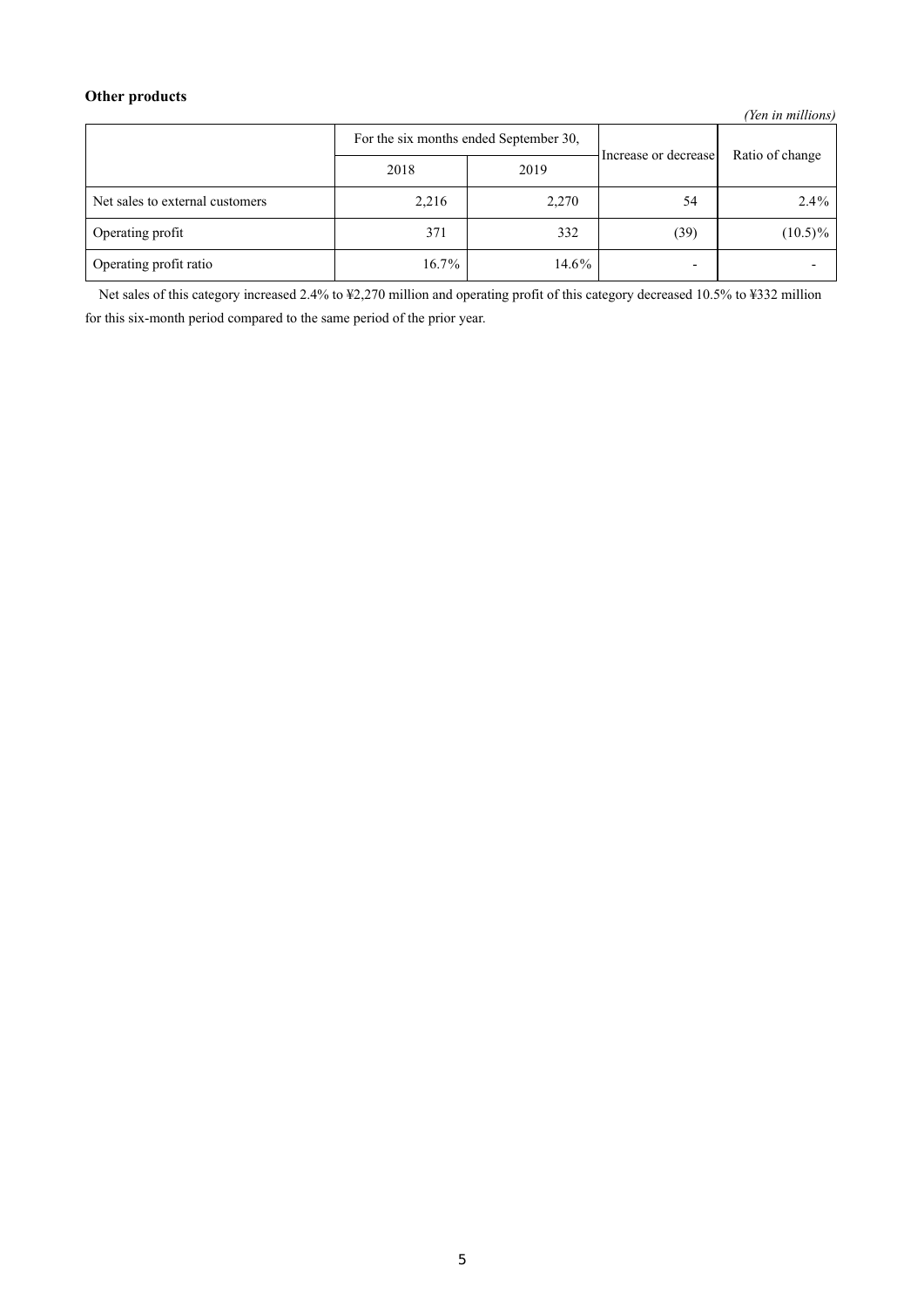**Other products**

*(Yen in millions)*

| | For the six months ended September 30, | | Increase or decrease | Ratio of change |
|---|---|---|---|---|
| | 2018 | 2019 | | |
| Net sales to external customers | 2,216 | 2,270 | 54 | 2.4% |
| Operating profit | 371 | 332 | (39) | (10.5)% |
| Operating profit ratio | 16.7% | 14.6% | - | - |

Net sales of this category increased 2.4% to ¥2,270 million and operating profit of this category decreased 10.5% to ¥332 million for this six-month period compared to the same period of the prior year.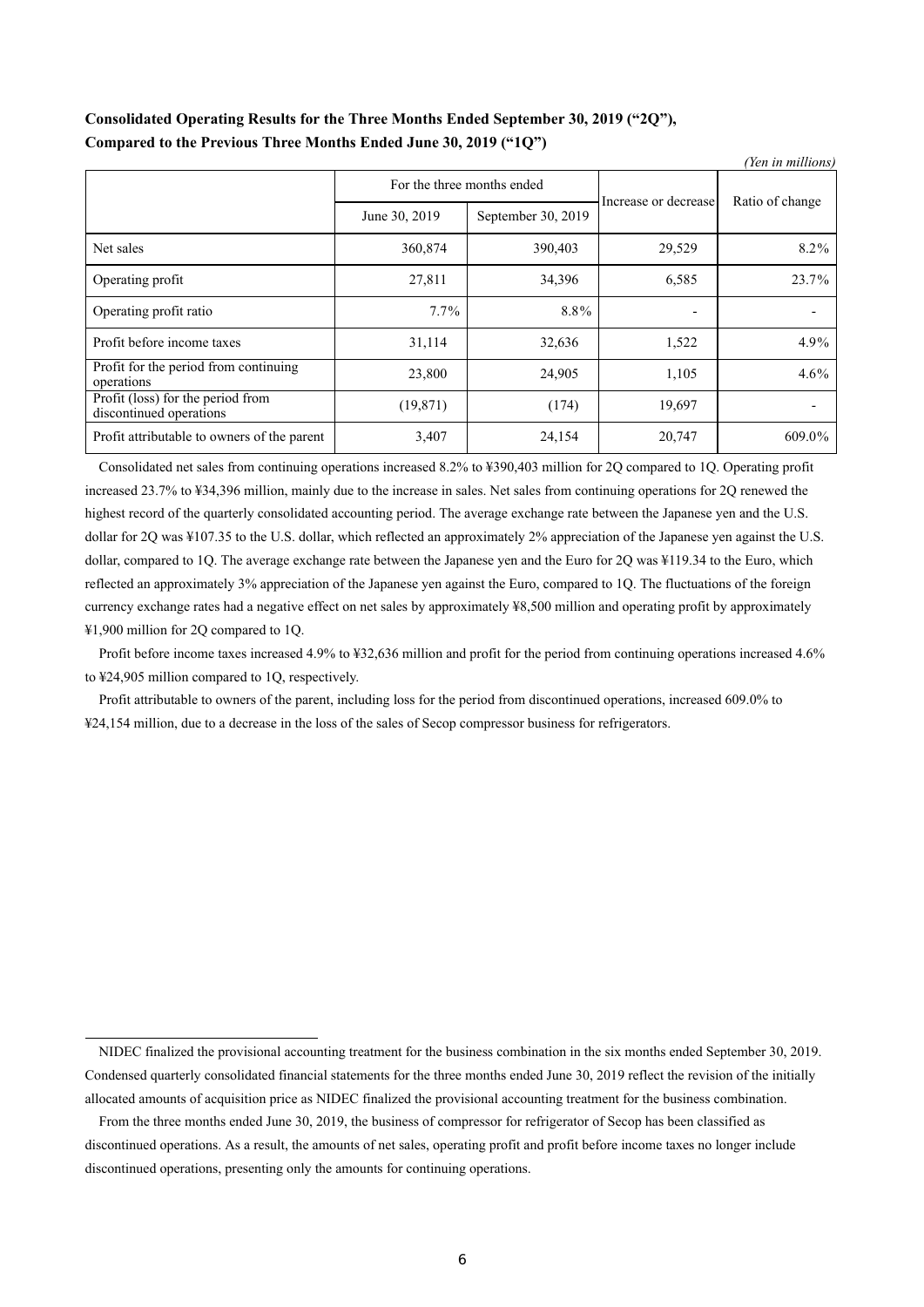**Consolidated Operating Results for the Three Months Ended September 30, 2019 (“2Q”), Compared to the Previous Three Months Ended June 30, 2019 (“1Q”)**

*(Yen in millions)*

| | For the three months ended | | Increase or decrease | Ratio of change |
|---|---|---|---|---|
| | June 30, 2019 | September 30, 2019 | | |
| Net sales | 360,874 | 390,403 | 29,529 | 8.2% |
| Operating profit | 27,811 | 34,396 | 6,585 | 23.7% |
| Operating profit ratio | 7.7% | 8.8% | - | - |
| Profit before income taxes | 31,114 | 32,636 | 1,522 | 4.9% |
| Profit for the period from continuing operations | 23,800 | 24,905 | 1,105 | 4.6% |
| Profit (loss) for the period from discontinued operations | (19,871) | (174) | 19,697 | - |
| Profit attributable to owners of the parent | 3,407 | 24,154 | 20,747 | 609.0% |

Consolidated net sales from continuing operations increased 8.2% to ¥390,403 million for 2Q compared to 1Q. Operating profit increased 23.7% to ¥34,396 million, mainly due to the increase in sales. Net sales from continuing operations for 2Q renewed the highest record of the quarterly consolidated accounting period. The average exchange rate between the Japanese yen and the U.S. dollar for 2Q was ¥107.35 to the U.S. dollar, which reflected an approximately 2% appreciation of the Japanese yen against the U.S. dollar, compared to 1Q. The average exchange rate between the Japanese yen and the Euro for 2Q was ¥119.34 to the Euro, which reflected an approximately 3% appreciation of the Japanese yen against the Euro, compared to 1Q. The fluctuations of the foreign currency exchange rates had a negative effect on net sales by approximately ¥8,500 million and operating profit by approximately ¥1,900 million for 2Q compared to 1Q.

Profit before income taxes increased 4.9% to ¥32,636 million and profit for the period from continuing operations increased 4.6% to ¥24,905 million compared to 1Q, respectively.

Profit attributable to owners of the parent, including loss for the period from discontinued operations, increased 609.0% to ¥24,154 million, due to a decrease in the loss of the sales of Secop compressor business for refrigerators.

---

NIDEC finalized the provisional accounting treatment for the business combination in the six months ended September 30, 2019. Condensed quarterly consolidated financial statements for the three months ended June 30, 2019 reflect the revision of the initially allocated amounts of acquisition price as NIDEC finalized the provisional accounting treatment for the business combination.

From the three months ended June 30, 2019, the business of compressor for refrigerator of Secop has been classified as discontinued operations. As a result, the amounts of net sales, operating profit and profit before income taxes no longer include discontinued operations, presenting only the amounts for continuing operations.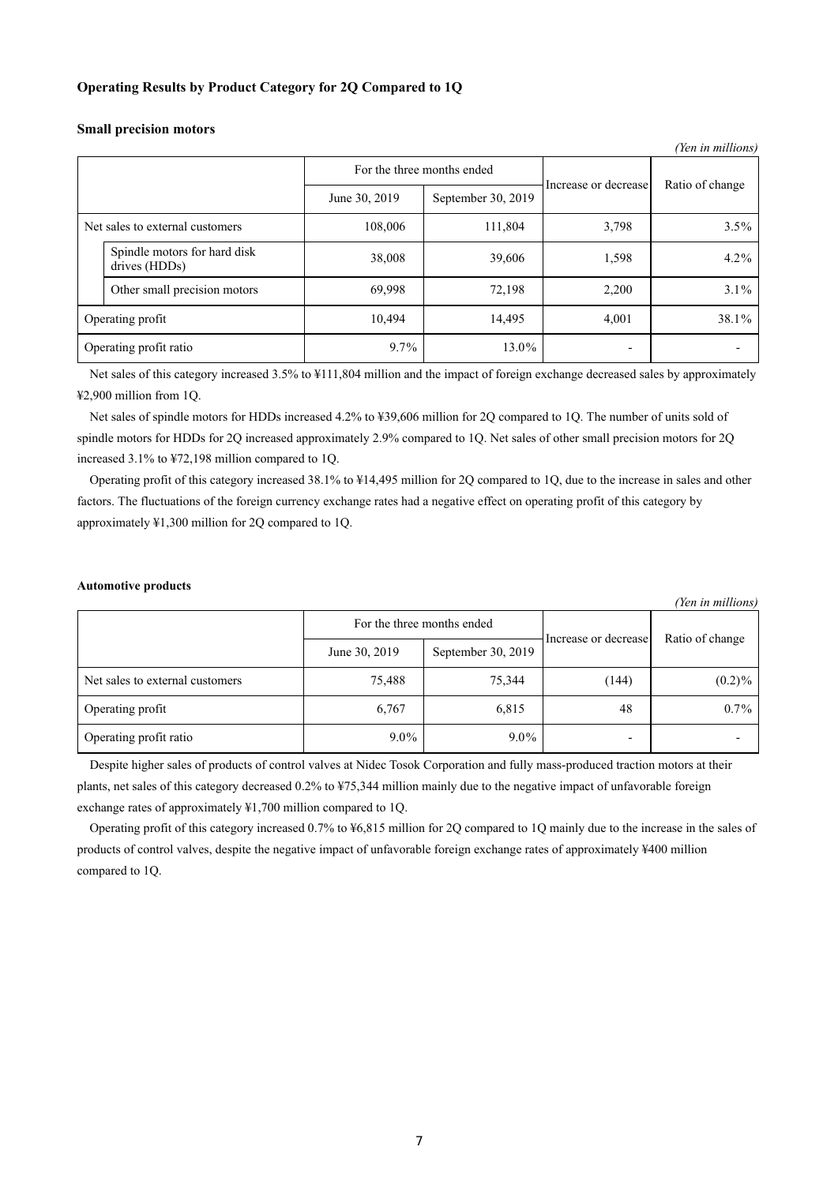### Operating Results by Product Category for 2Q Compared to 1Q

#### Small precision motors

*(Yen in millions)*

| | For the three months ended | | Increase or decrease | Ratio of change |
|---|---|---|---|---|
| | June 30, 2019 | September 30, 2019 | | |
| Net sales to external customers | 108,006 | 111,804 | 3,798 | 3.5% |
| Spindle motors for hard disk drives (HDDs) | 38,008 | 39,606 | 1,598 | 4.2% |
| Other small precision motors | 69,998 | 72,198 | 2,200 | 3.1% |
| Operating profit | 10,494 | 14,495 | 4,001 | 38.1% |
| Operating profit ratio | 9.7% | 13.0% | - | - |

Net sales of this category increased 3.5% to ¥111,804 million and the impact of foreign exchange decreased sales by approximately ¥2,900 million from 1Q.

Net sales of spindle motors for HDDs increased 4.2% to ¥39,606 million for 2Q compared to 1Q. The number of units sold of spindle motors for HDDs for 2Q increased approximately 2.9% compared to 1Q. Net sales of other small precision motors for 2Q increased 3.1% to ¥72,198 million compared to 1Q.

Operating profit of this category increased 38.1% to ¥14,495 million for 2Q compared to 1Q, due to the increase in sales and other factors. The fluctuations of the foreign currency exchange rates had a negative effect on operating profit of this category by approximately ¥1,300 million for 2Q compared to 1Q.

#### Automotive products

*(Yen in millions)*

| | For the three months ended | | Increase or decrease | Ratio of change |
|---|---|---|---|---|
| | June 30, 2019 | September 30, 2019 | | |
| Net sales to external customers | 75,488 | 75,344 | (144) | (0.2)% |
| Operating profit | 6,767 | 6,815 | 48 | 0.7% |
| Operating profit ratio | 9.0% | 9.0% | - | - |

Despite higher sales of products of control valves at Nidec Tosok Corporation and fully mass-produced traction motors at their plants, net sales of this category decreased 0.2% to ¥75,344 million mainly due to the negative impact of unfavorable foreign exchange rates of approximately ¥1,700 million compared to 1Q.

Operating profit of this category increased 0.7% to ¥6,815 million for 2Q compared to 1Q mainly due to the increase in the sales of products of control valves, despite the negative impact of unfavorable foreign exchange rates of approximately ¥400 million compared to 1Q.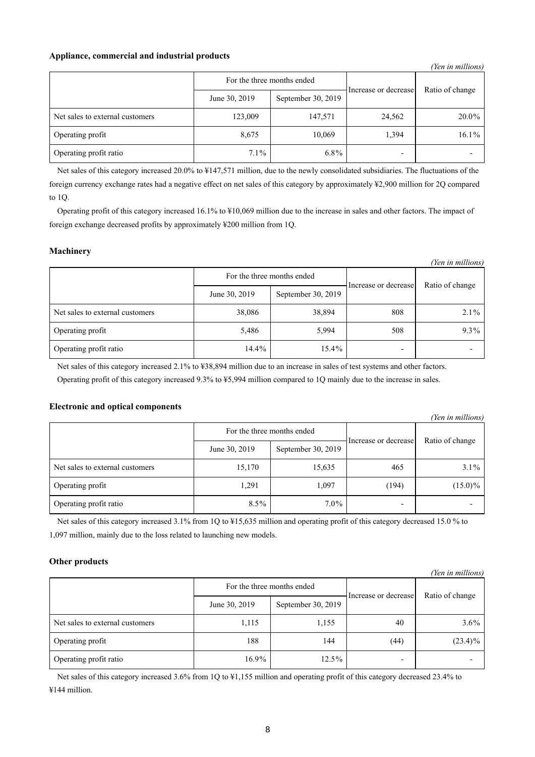### Appliance, commercial and industrial products

*(Yen in millions)*

| | For the three months ended | | Increase or decrease | Ratio of change |
|---|---|---|---|---|
| | June 30, 2019 | September 30, 2019 | | |
| Net sales to external customers | 123,009 | 147,571 | 24,562 | 20.0% |
| Operating profit | 8,675 | 10,069 | 1,394 | 16.1% |
| Operating profit ratio | 7.1% | 6.8% | - | - |

Net sales of this category increased 20.0% to ¥147,571 million, due to the newly consolidated subsidiaries. The fluctuations of the foreign currency exchange rates had a negative effect on net sales of this category by approximately ¥2,900 million for 2Q compared to 1Q.

Operating profit of this category increased 16.1% to ¥10,069 million due to the increase in sales and other factors. The impact of foreign exchange decreased profits by approximately ¥200 million from 1Q.

### Machinery

*(Yen in millions)*

| | For the three months ended | | Increase or decrease | Ratio of change |
|---|---|---|---|---|
| | June 30, 2019 | September 30, 2019 | | |
| Net sales to external customers | 38,086 | 38,894 | 808 | 2.1% |
| Operating profit | 5,486 | 5,994 | 508 | 9.3% |
| Operating profit ratio | 14.4% | 15.4% | - | - |

Net sales of this category increased 2.1% to ¥38,894 million due to an increase in sales of test systems and other factors.

Operating profit of this category increased 9.3% to ¥5,994 million compared to 1Q mainly due to the increase in sales.

### Electronic and optical components

*(Yen in millions)*

| | For the three months ended | | Increase or decrease | Ratio of change |
|---|---|---|---|---|
| | June 30, 2019 | September 30, 2019 | | |
| Net sales to external customers | 15,170 | 15,635 | 465 | 3.1% |
| Operating profit | 1,291 | 1,097 | (194) | (15.0)% |
| Operating profit ratio | 8.5% | 7.0% | - | - |

Net sales of this category increased 3.1% from 1Q to ¥15,635 million and operating profit of this category decreased 15.0 % to 1,097 million, mainly due to the loss related to launching new models.

### Other products

*(Yen in millions)*

| | For the three months ended | | Increase or decrease | Ratio of change |
|---|---|---|---|---|
| | June 30, 2019 | September 30, 2019 | | |
| Net sales to external customers | 1,115 | 1,155 | 40 | 3.6% |
| Operating profit | 188 | 144 | (44) | (23.4)% |
| Operating profit ratio | 16.9% | 12.5% | - | - |

Net sales of this category increased 3.6% from 1Q to ¥1,155 million and operating profit of this category decreased 23.4% to ¥144 million.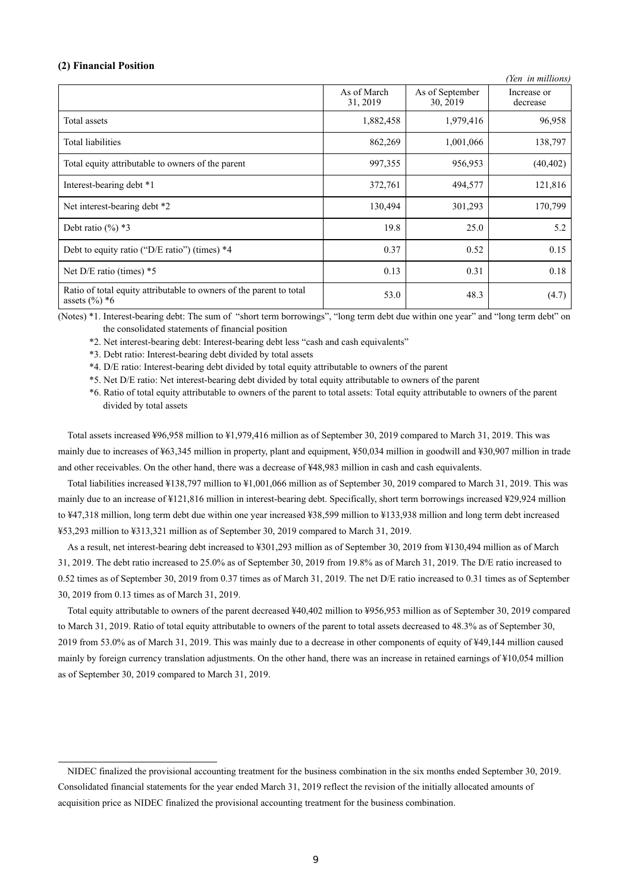### (2) Financial Position

*(Yen in millions)*

| | As of March 31, 2019 | As of September 30, 2019 | Increase or decrease |
|---|---|---|---|
| Total assets | 1,882,458 | 1,979,416 | 96,958 |
| Total liabilities | 862,269 | 1,001,066 | 138,797 |
| Total equity attributable to owners of the parent | 997,355 | 956,953 | (40,402) |
| Interest-bearing debt *1 | 372,761 | 494,577 | 121,816 |
| Net interest-bearing debt *2 | 130,494 | 301,293 | 170,799 |
| Debt ratio (%) *3 | 19.8 | 25.0 | 5.2 |
| Debt to equity ratio ("D/E ratio") (times) *4 | 0.37 | 0.52 | 0.15 |
| Net D/E ratio (times) *5 | 0.13 | 0.31 | 0.18 |
| Ratio of total equity attributable to owners of the parent to total assets (%) *6 | 53.0 | 48.3 | (4.7) |

(Notes) *1. Interest-bearing debt: The sum of "short term borrowings", "long term debt due within one year" and "long term debt" on the consolidated statements of financial position

*2. Net interest-bearing debt: Interest-bearing debt less "cash and cash equivalents"

*3. Debt ratio: Interest-bearing debt divided by total assets

*4. D/E ratio: Interest-bearing debt divided by total equity attributable to owners of the parent

*5. Net D/E ratio: Net interest-bearing debt divided by total equity attributable to owners of the parent

*6. Ratio of total equity attributable to owners of the parent to total assets: Total equity attributable to owners of the parent divided by total assets

Total assets increased ¥96,958 million to ¥1,979,416 million as of September 30, 2019 compared to March 31, 2019. This was mainly due to increases of ¥63,345 million in property, plant and equipment, ¥50,034 million in goodwill and ¥30,907 million in trade and other receivables. On the other hand, there was a decrease of ¥48,983 million in cash and cash equivalents.

Total liabilities increased ¥138,797 million to ¥1,001,066 million as of September 30, 2019 compared to March 31, 2019. This was mainly due to an increase of ¥121,816 million in interest-bearing debt. Specifically, short term borrowings increased ¥29,924 million to ¥47,318 million, long term debt due within one year increased ¥38,599 million to ¥133,938 million and long term debt increased ¥53,293 million to ¥313,321 million as of September 30, 2019 compared to March 31, 2019.

As a result, net interest-bearing debt increased to ¥301,293 million as of September 30, 2019 from ¥130,494 million as of March 31, 2019. The debt ratio increased to 25.0% as of September 30, 2019 from 19.8% as of March 31, 2019. The D/E ratio increased to 0.52 times as of September 30, 2019 from 0.37 times as of March 31, 2019. The net D/E ratio increased to 0.31 times as of September 30, 2019 from 0.13 times as of March 31, 2019.

Total equity attributable to owners of the parent decreased ¥40,402 million to ¥956,953 million as of September 30, 2019 compared to March 31, 2019. Ratio of total equity attributable to owners of the parent to total assets decreased to 48.3% as of September 30, 2019 from 53.0% as of March 31, 2019. This was mainly due to a decrease in other components of equity of ¥49,144 million caused mainly by foreign currency translation adjustments. On the other hand, there was an increase in retained earnings of ¥10,054 million as of September 30, 2019 compared to March 31, 2019.

---

NIDEC finalized the provisional accounting treatment for the business combination in the six months ended September 30, 2019. Consolidated financial statements for the year ended March 31, 2019 reflect the revision of the initially allocated amounts of acquisition price as NIDEC finalized the provisional accounting treatment for the business combination.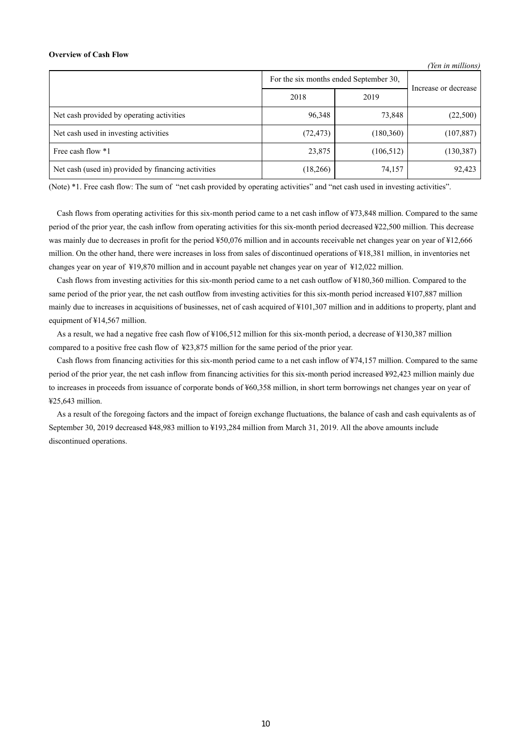**Overview of Cash Flow**

*(Yen in millions)*

| | For the six months ended September 30, | | Increase or decrease |
|---|---|---|---|
| | 2018 | 2019 | |
| Net cash provided by operating activities | 96,348 | 73,848 | (22,500) |
| Net cash used in investing activities | (72,473) | (180,360) | (107,887) |
| Free cash flow *1 | 23,875 | (106,512) | (130,387) |
| Net cash (used in) provided by financing activities | (18,266) | 74,157 | 92,423 |

(Note) *1. Free cash flow: The sum of "net cash provided by operating activities" and "net cash used in investing activities".

Cash flows from operating activities for this six-month period came to a net cash inflow of ¥73,848 million. Compared to the same period of the prior year, the cash inflow from operating activities for this six-month period decreased ¥22,500 million. This decrease was mainly due to decreases in profit for the period ¥50,076 million and in accounts receivable net changes year on year of ¥12,666 million. On the other hand, there were increases in loss from sales of discontinued operations of ¥18,381 million, in inventories net changes year on year of ¥19,870 million and in account payable net changes year on year of ¥12,022 million.

Cash flows from investing activities for this six-month period came to a net cash outflow of ¥180,360 million. Compared to the same period of the prior year, the net cash outflow from investing activities for this six-month period increased ¥107,887 million mainly due to increases in acquisitions of businesses, net of cash acquired of ¥101,307 million and in additions to property, plant and equipment of ¥14,567 million.

As a result, we had a negative free cash flow of ¥106,512 million for this six-month period, a decrease of ¥130,387 million compared to a positive free cash flow of ¥23,875 million for the same period of the prior year.

Cash flows from financing activities for this six-month period came to a net cash inflow of ¥74,157 million. Compared to the same period of the prior year, the net cash inflow from financing activities for this six-month period increased ¥92,423 million mainly due to increases in proceeds from issuance of corporate bonds of ¥60,358 million, in short term borrowings net changes year on year of ¥25,643 million.

As a result of the foregoing factors and the impact of foreign exchange fluctuations, the balance of cash and cash equivalents as of September 30, 2019 decreased ¥48,983 million to ¥193,284 million from March 31, 2019. All the above amounts include discontinued operations.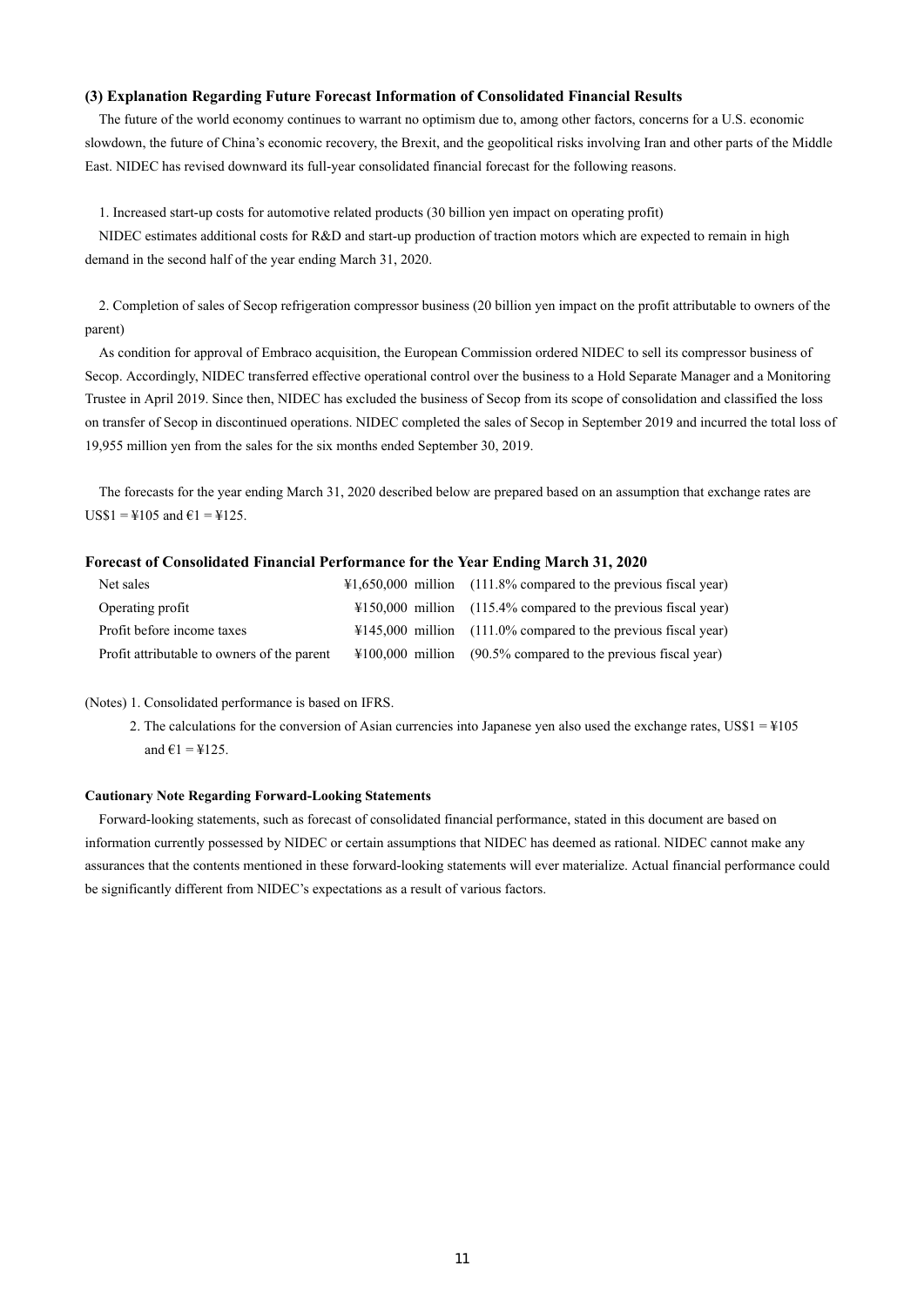### (3) Explanation Regarding Future Forecast Information of Consolidated Financial Results

The future of the world economy continues to warrant no optimism due to, among other factors, concerns for a U.S. economic slowdown, the future of China's economic recovery, the Brexit, and the geopolitical risks involving Iran and other parts of the Middle East. NIDEC has revised downward its full-year consolidated financial forecast for the following reasons.

1. Increased start-up costs for automotive related products (30 billion yen impact on operating profit)

NIDEC estimates additional costs for R&D and start-up production of traction motors which are expected to remain in high demand in the second half of the year ending March 31, 2020.

2. Completion of sales of Secop refrigeration compressor business (20 billion yen impact on the profit attributable to owners of the parent)

As condition for approval of Embraco acquisition, the European Commission ordered NIDEC to sell its compressor business of Secop. Accordingly, NIDEC transferred effective operational control over the business to a Hold Separate Manager and a Monitoring Trustee in April 2019. Since then, NIDEC has excluded the business of Secop from its scope of consolidation and classified the loss on transfer of Secop in discontinued operations. NIDEC completed the sales of Secop in September 2019 and incurred the total loss of 19,955 million yen from the sales for the six months ended September 30, 2019.

The forecasts for the year ending March 31, 2020 described below are prepared based on an assumption that exchange rates are US$1 = ¥105 and €1 = ¥125.

**Forecast of Consolidated Financial Performance for the Year Ending March 31, 2020**

| | | |
|---|---|---|
| Net sales | ¥1,650,000 million | (111.8% compared to the previous fiscal year) |
| Operating profit | ¥150,000 million | (115.4% compared to the previous fiscal year) |
| Profit before income taxes | ¥145,000 million | (111.0% compared to the previous fiscal year) |
| Profit attributable to owners of the parent | ¥100,000 million | (90.5% compared to the previous fiscal year) |

(Notes) 1. Consolidated performance is based on IFRS.

2. The calculations for the conversion of Asian currencies into Japanese yen also used the exchange rates, US$1 = ¥105 and €1 = ¥125.

**Cautionary Note Regarding Forward-Looking Statements**

Forward-looking statements, such as forecast of consolidated financial performance, stated in this document are based on information currently possessed by NIDEC or certain assumptions that NIDEC has deemed as rational. NIDEC cannot make any assurances that the contents mentioned in these forward-looking statements will ever materialize. Actual financial performance could be significantly different from NIDEC's expectations as a result of various factors.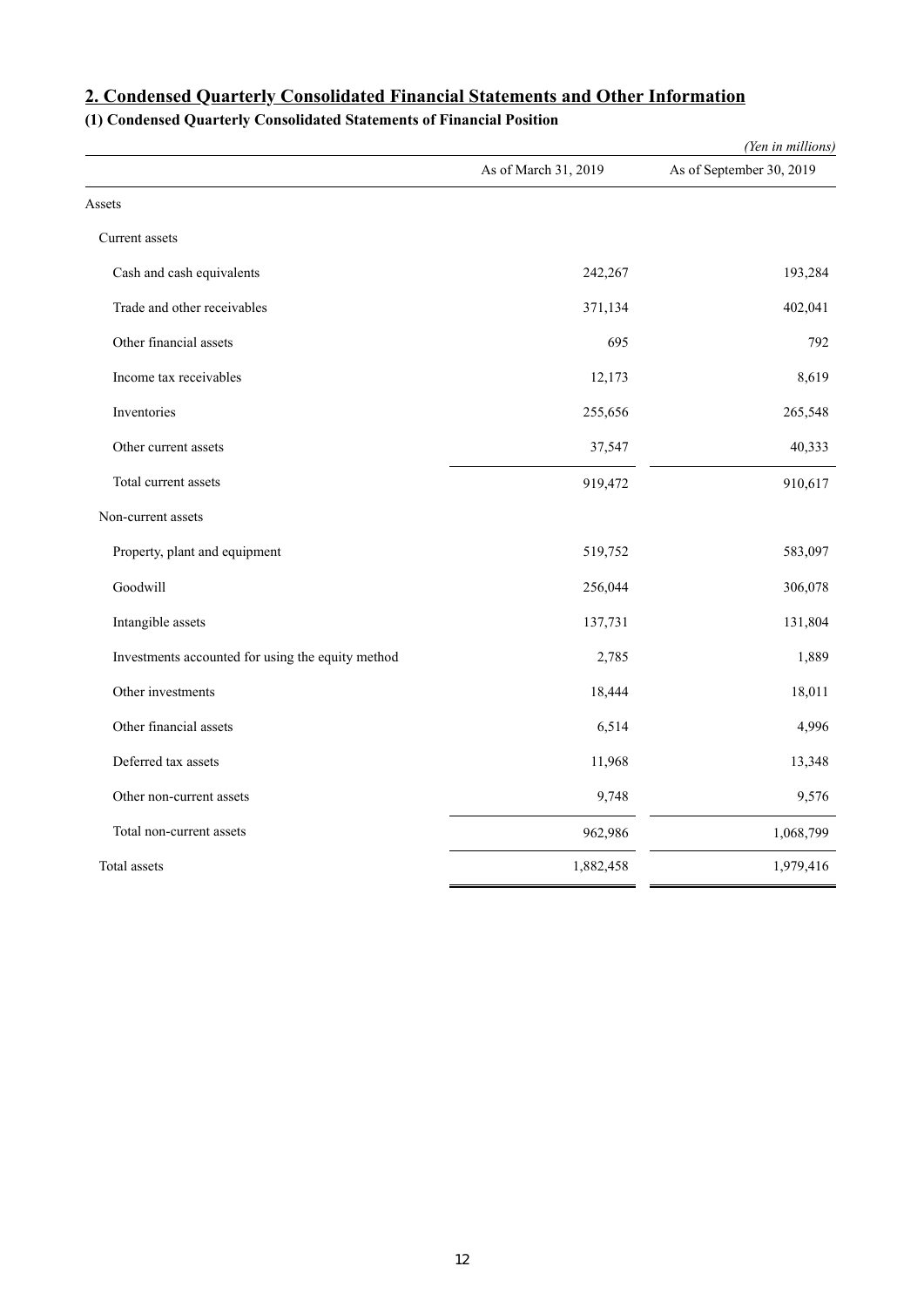## 2. Condensed Quarterly Consolidated Financial Statements and Other Information

### (1) Condensed Quarterly Consolidated Statements of Financial Position

*(Yen in millions)*

| | As of March 31, 2019 | As of September 30, 2019 |
|---|---|---|
| Assets | | |
| Current assets | | |
| Cash and cash equivalents | 242,267 | 193,284 |
| Trade and other receivables | 371,134 | 402,041 |
| Other financial assets | 695 | 792 |
| Income tax receivables | 12,173 | 8,619 |
| Inventories | 255,656 | 265,548 |
| Other current assets | 37,547 | 40,333 |
| Total current assets | 919,472 | 910,617 |
| Non-current assets | | |
| Property, plant and equipment | 519,752 | 583,097 |
| Goodwill | 256,044 | 306,078 |
| Intangible assets | 137,731 | 131,804 |
| Investments accounted for using the equity method | 2,785 | 1,889 |
| Other investments | 18,444 | 18,011 |
| Other financial assets | 6,514 | 4,996 |
| Deferred tax assets | 11,968 | 13,348 |
| Other non-current assets | 9,748 | 9,576 |
| Total non-current assets | 962,986 | 1,068,799 |
| Total assets | 1,882,458 | 1,979,416 |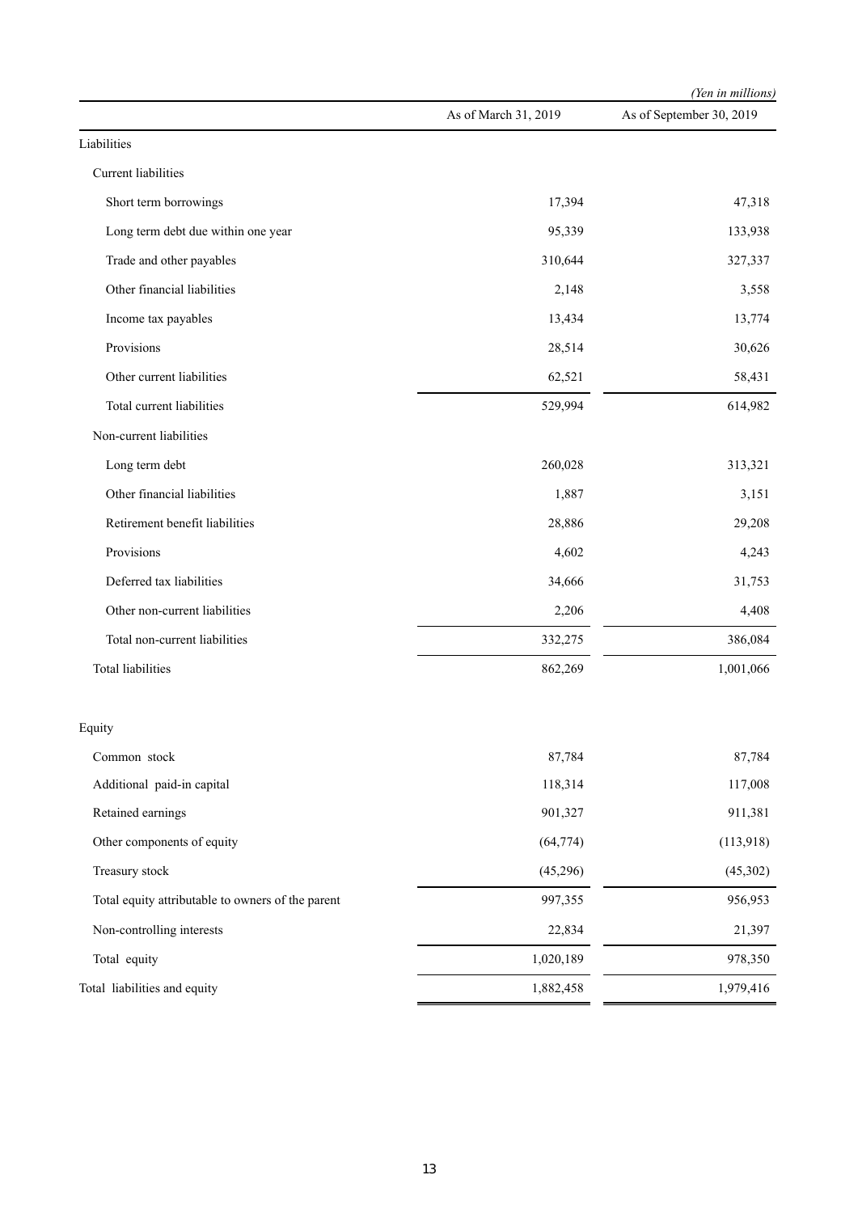*(Yen in millions)*

| | As of March 31, 2019 | As of September 30, 2019 |
|---|---|---|
| Liabilities | | |
| Current liabilities | | |
| Short term borrowings | 17,394 | 47,318 |
| Long term debt due within one year | 95,339 | 133,938 |
| Trade and other payables | 310,644 | 327,337 |
| Other financial liabilities | 2,148 | 3,558 |
| Income tax payables | 13,434 | 13,774 |
| Provisions | 28,514 | 30,626 |
| Other current liabilities | 62,521 | 58,431 |
| Total current liabilities | 529,994 | 614,982 |
| Non-current liabilities | | |
| Long term debt | 260,028 | 313,321 |
| Other financial liabilities | 1,887 | 3,151 |
| Retirement benefit liabilities | 28,886 | 29,208 |
| Provisions | 4,602 | 4,243 |
| Deferred tax liabilities | 34,666 | 31,753 |
| Other non-current liabilities | 2,206 | 4,408 |
| Total non-current liabilities | 332,275 | 386,084 |
| Total liabilities | 862,269 | 1,001,066 |
| | | |
| Equity | | |
| Common stock | 87,784 | 87,784 |
| Additional paid-in capital | 118,314 | 117,008 |
| Retained earnings | 901,327 | 911,381 |
| Other components of equity | (64,774) | (113,918) |
| Treasury stock | (45,296) | (45,302) |
| Total equity attributable to owners of the parent | 997,355 | 956,953 |
| Non-controlling interests | 22,834 | 21,397 |
| Total equity | 1,020,189 | 978,350 |
| Total liabilities and equity | 1,882,458 | 1,979,416 |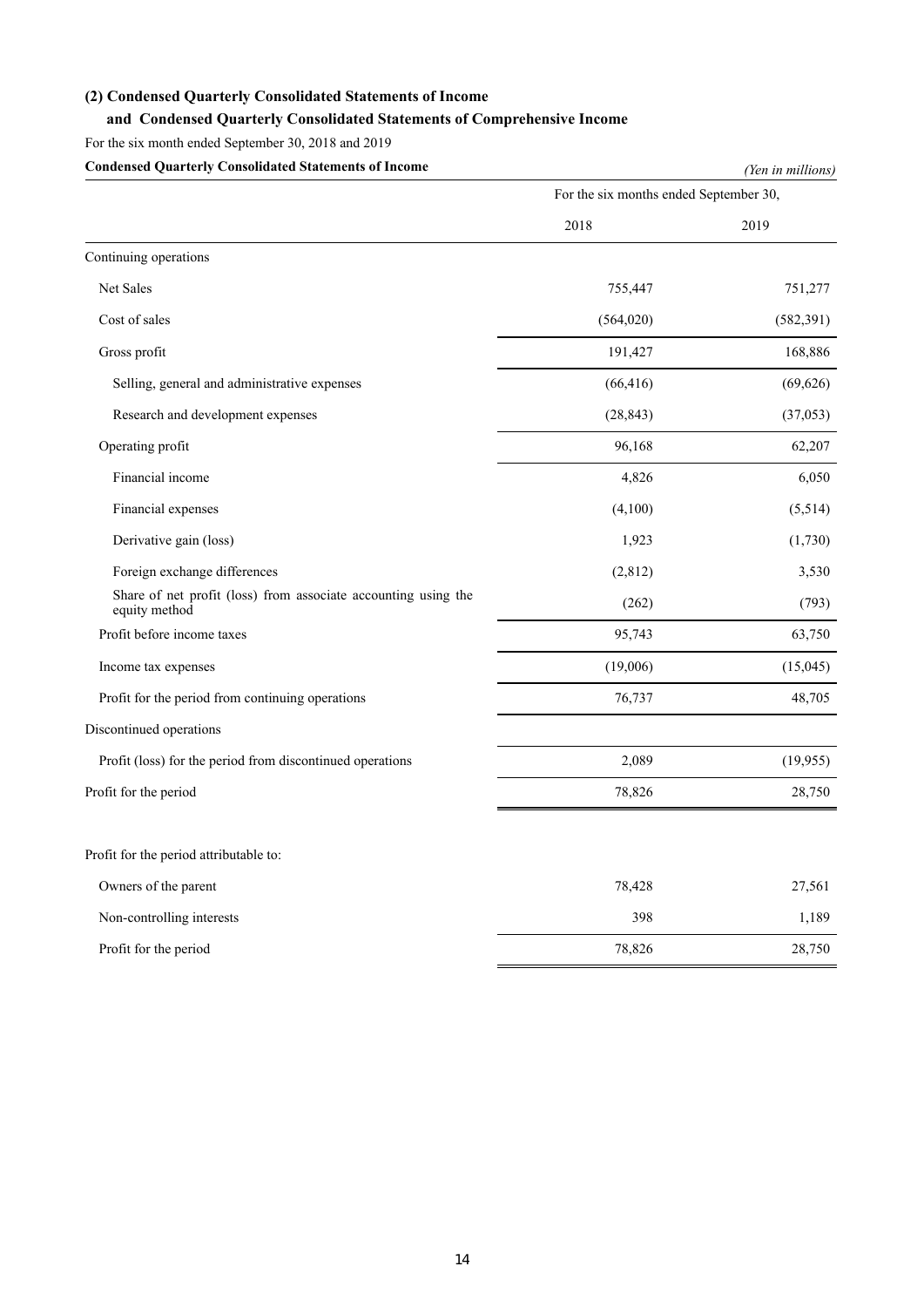### (2) Condensed Quarterly Consolidated Statements of Income
### and Condensed Quarterly Consolidated Statements of Comprehensive Income

For the six month ended September 30, 2018 and 2019

**Condensed Quarterly Consolidated Statements of Income**

*(Yen in millions)*

| | For the six months ended September 30, | |
|---|---|---|
| | 2018 | 2019 |
| Continuing operations | | |
| Net Sales | 755,447 | 751,277 |
| Cost of sales | (564,020) | (582,391) |
| Gross profit | 191,427 | 168,886 |
| Selling, general and administrative expenses | (66,416) | (69,626) |
| Research and development expenses | (28,843) | (37,053) |
| Operating profit | 96,168 | 62,207 |
| Financial income | 4,826 | 6,050 |
| Financial expenses | (4,100) | (5,514) |
| Derivative gain (loss) | 1,923 | (1,730) |
| Foreign exchange differences | (2,812) | 3,530 |
| Share of net profit (loss) from associate accounting using the equity method | (262) | (793) |
| Profit before income taxes | 95,743 | 63,750 |
| Income tax expenses | (19,006) | (15,045) |
| Profit for the period from continuing operations | 76,737 | 48,705 |
| Discontinued operations | | |
| Profit (loss) for the period from discontinued operations | 2,089 | (19,955) |
| Profit for the period | 78,826 | 28,750 |
| | | |
| Profit for the period attributable to: | | |
| Owners of the parent | 78,428 | 27,561 |
| Non-controlling interests | 398 | 1,189 |
| Profit for the period | 78,826 | 28,750 |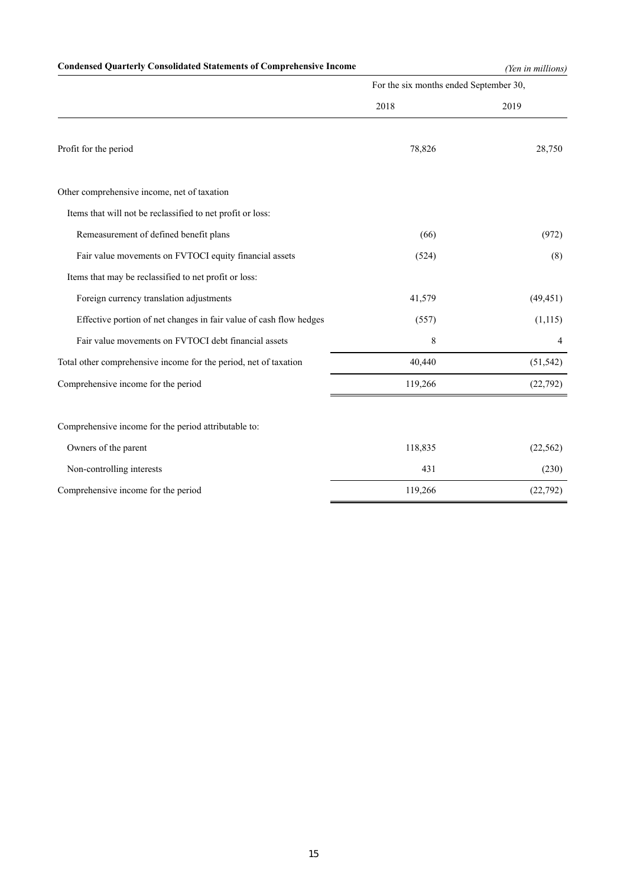**Condensed Quarterly Consolidated Statements of Comprehensive Income**

*(Yen in millions)*

| | For the six months ended September 30, | |
|---|---|---|
| | 2018 | 2019 |
| Profit for the period | 78,826 | 28,750 |
| Other comprehensive income, net of taxation | | |
| Items that will not be reclassified to net profit or loss: | | |
| Remeasurement of defined benefit plans | (66) | (972) |
| Fair value movements on FVTOCI equity financial assets | (524) | (8) |
| Items that may be reclassified to net profit or loss: | | |
| Foreign currency translation adjustments | 41,579 | (49,451) |
| Effective portion of net changes in fair value of cash flow hedges | (557) | (1,115) |
| Fair value movements on FVTOCI debt financial assets | 8 | 4 |
| Total other comprehensive income for the period, net of taxation | 40,440 | (51,542) |
| Comprehensive income for the period | 119,266 | (22,792) |
| Comprehensive income for the period attributable to: | | |
| Owners of the parent | 118,835 | (22,562) |
| Non-controlling interests | 431 | (230) |
| Comprehensive income for the period | 119,266 | (22,792) |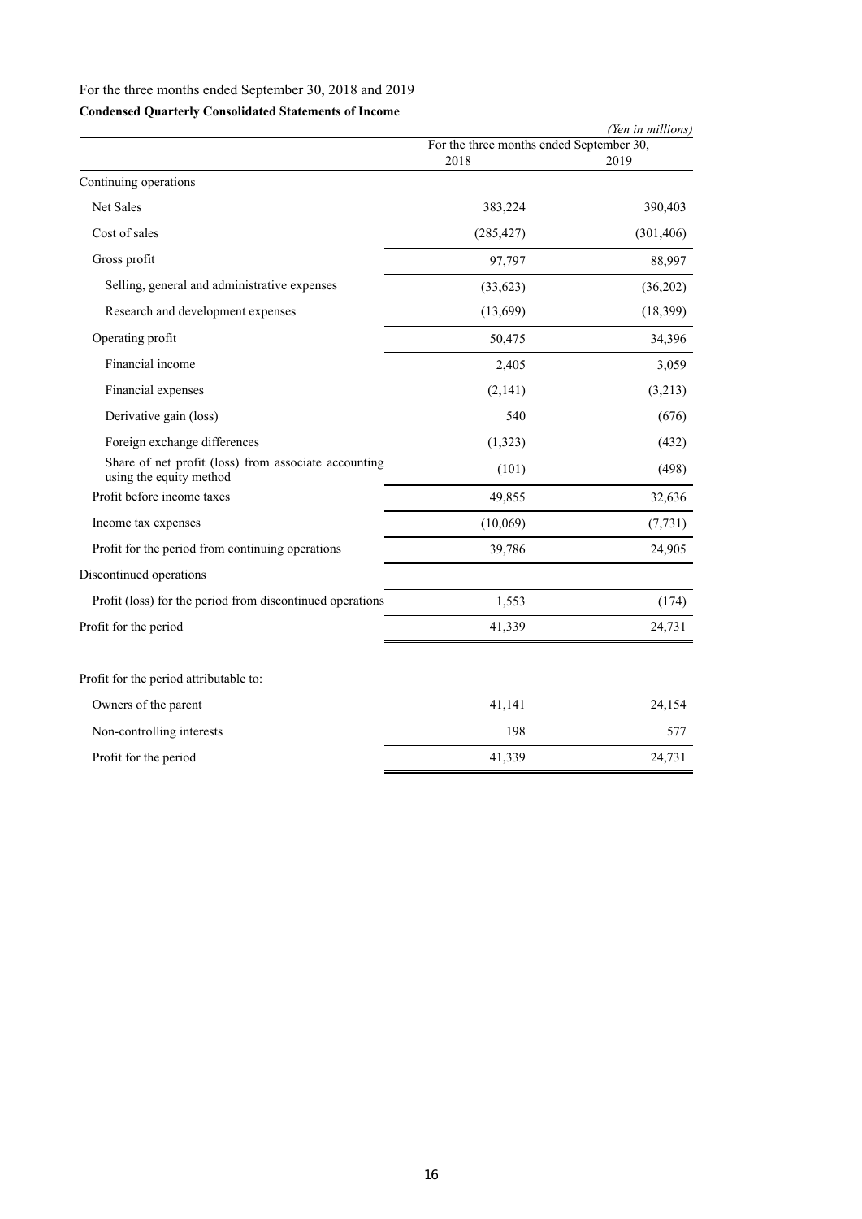For the three months ended September 30, 2018 and 2019

**Condensed Quarterly Consolidated Statements of Income**

*(Yen in millions)*

| | For the three months ended September 30, | |
|---|---|---|
| | 2018 | 2019 |
| Continuing operations | | |
| Net Sales | 383,224 | 390,403 |
| Cost of sales | (285,427) | (301,406) |
| Gross profit | 97,797 | 88,997 |
| Selling, general and administrative expenses | (33,623) | (36,202) |
| Research and development expenses | (13,699) | (18,399) |
| Operating profit | 50,475 | 34,396 |
| Financial income | 2,405 | 3,059 |
| Financial expenses | (2,141) | (3,213) |
| Derivative gain (loss) | 540 | (676) |
| Foreign exchange differences | (1,323) | (432) |
| Share of net profit (loss) from associate accounting using the equity method | (101) | (498) |
| Profit before income taxes | 49,855 | 32,636 |
| Income tax expenses | (10,069) | (7,731) |
| Profit for the period from continuing operations | 39,786 | 24,905 |
| Discontinued operations | | |
| Profit (loss) for the period from discontinued operations | 1,553 | (174) |
| Profit for the period | 41,339 | 24,731 |
| | | |
| Profit for the period attributable to: | | |
| Owners of the parent | 41,141 | 24,154 |
| Non-controlling interests | 198 | 577 |
| Profit for the period | 41,339 | 24,731 |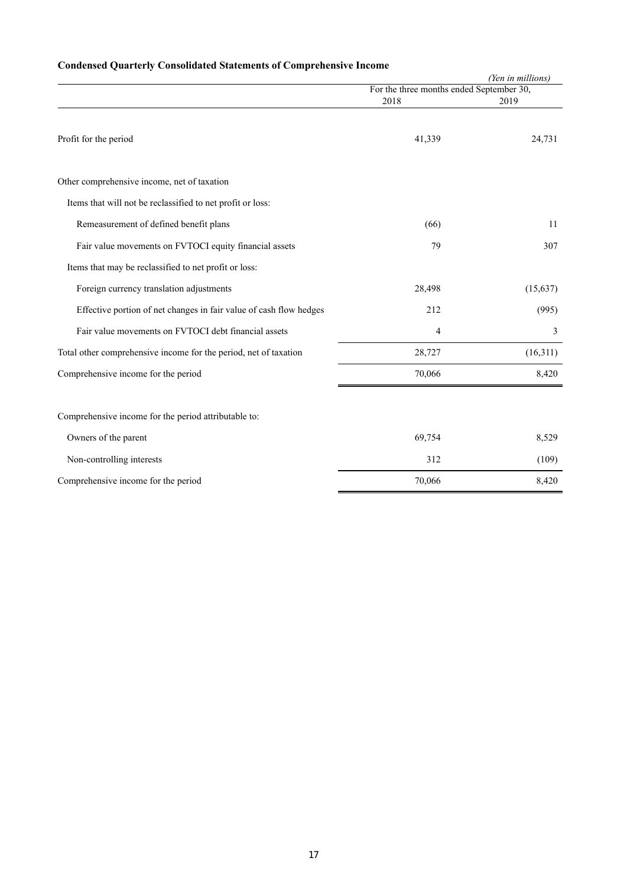**Condensed Quarterly Consolidated Statements of Comprehensive Income**

*(Yen in millions)*

| | For the three months ended September 30, | |
|---|---|---|
| | 2018 | 2019 |
| Profit for the period | 41,339 | 24,731 |
| Other comprehensive income, net of taxation | | |
| Items that will not be reclassified to net profit or loss: | | |
| Remeasurement of defined benefit plans | (66) | 11 |
| Fair value movements on FVTOCI equity financial assets | 79 | 307 |
| Items that may be reclassified to net profit or loss: | | |
| Foreign currency translation adjustments | 28,498 | (15,637) |
| Effective portion of net changes in fair value of cash flow hedges | 212 | (995) |
| Fair value movements on FVTOCI debt financial assets | 4 | 3 |
| Total other comprehensive income for the period, net of taxation | 28,727 | (16,311) |
| Comprehensive income for the period | 70,066 | 8,420 |
| Comprehensive income for the period attributable to: | | |
| Owners of the parent | 69,754 | 8,529 |
| Non-controlling interests | 312 | (109) |
| Comprehensive income for the period | 70,066 | 8,420 |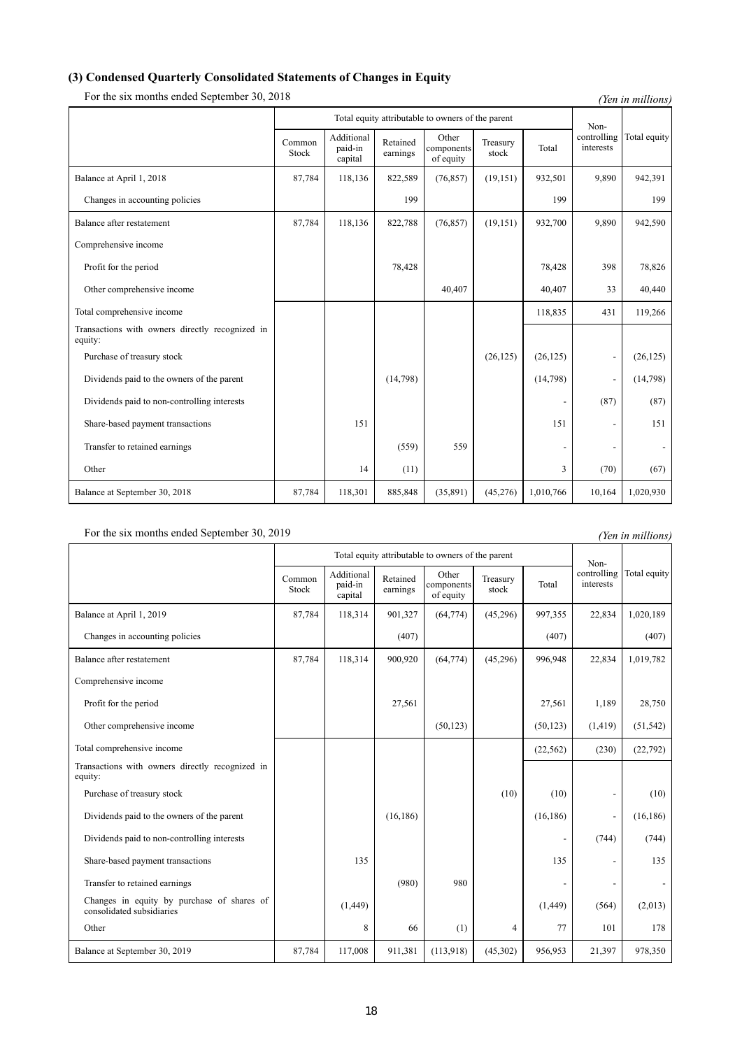### (3) Condensed Quarterly Consolidated Statements of Changes in Equity

For the six months ended September 30, 2018

*(Yen in millions)*

| | Total equity attributable to owners of the parent | | | | | | Non-controlling interests | Total equity |
|---|---|---|---|---|---|---|---|---|
| | Common Stock | Additional paid-in capital | Retained earnings | Other components of equity | Treasury stock | Total | | |
| Balance at April 1, 2018 | 87,784 | 118,136 | 822,589 | (76,857) | (19,151) | 932,501 | 9,890 | 942,391 |
| Changes in accounting policies | | | 199 | | | 199 | | 199 |
| Balance after restatement | 87,784 | 118,136 | 822,788 | (76,857) | (19,151) | 932,700 | 9,890 | 942,590 |
| Comprehensive income | | | | | | | | |
| Profit for the period | | | 78,428 | | | 78,428 | 398 | 78,826 |
| Other comprehensive income | | | | 40,407 | | 40,407 | 33 | 40,440 |
| Total comprehensive income | | | | | | 118,835 | 431 | 119,266 |
| Transactions with owners directly recognized in equity: | | | | | | | | |
| Purchase of treasury stock | | | | | (26,125) | (26,125) | - | (26,125) |
| Dividends paid to the owners of the parent | | | (14,798) | | | (14,798) | - | (14,798) |
| Dividends paid to non-controlling interests | | | | | | - | (87) | (87) |
| Share-based payment transactions | | 151 | | | | 151 | - | 151 |
| Transfer to retained earnings | | | (559) | 559 | | - | - | - |
| Other | | 14 | (11) | | | 3 | (70) | (67) |
| Balance at September 30, 2018 | 87,784 | 118,301 | 885,848 | (35,891) | (45,276) | 1,010,766 | 10,164 | 1,020,930 |

For the six months ended September 30, 2019

*(Yen in millions)*

| | Total equity attributable to owners of the parent | | | | | | Non-controlling interests | Total equity |
|---|---|---|---|---|---|---|---|---|
| | Common Stock | Additional paid-in capital | Retained earnings | Other components of equity | Treasury stock | Total | | |
| Balance at April 1, 2019 | 87,784 | 118,314 | 901,327 | (64,774) | (45,296) | 997,355 | 22,834 | 1,020,189 |
| Changes in accounting policies | | | (407) | | | (407) | | (407) |
| Balance after restatement | 87,784 | 118,314 | 900,920 | (64,774) | (45,296) | 996,948 | 22,834 | 1,019,782 |
| Comprehensive income | | | | | | | | |
| Profit for the period | | | 27,561 | | | 27,561 | 1,189 | 28,750 |
| Other comprehensive income | | | | (50,123) | | (50,123) | (1,419) | (51,542) |
| Total comprehensive income | | | | | | (22,562) | (230) | (22,792) |
| Transactions with owners directly recognized in equity: | | | | | | | | |
| Purchase of treasury stock | | | | | (10) | (10) | - | (10) |
| Dividends paid to the owners of the parent | | | (16,186) | | | (16,186) | - | (16,186) |
| Dividends paid to non-controlling interests | | | | | | - | (744) | (744) |
| Share-based payment transactions | | 135 | | | | 135 | - | 135 |
| Transfer to retained earnings | | | (980) | 980 | | - | - | - |
| Changes in equity by purchase of shares of consolidated subsidiaries | | (1,449) | | | | (1,449) | (564) | (2,013) |
| Other | | 8 | 66 | (1) | 4 | 77 | 101 | 178 |
| Balance at September 30, 2019 | 87,784 | 117,008 | 911,381 | (113,918) | (45,302) | 956,953 | 21,397 | 978,350 |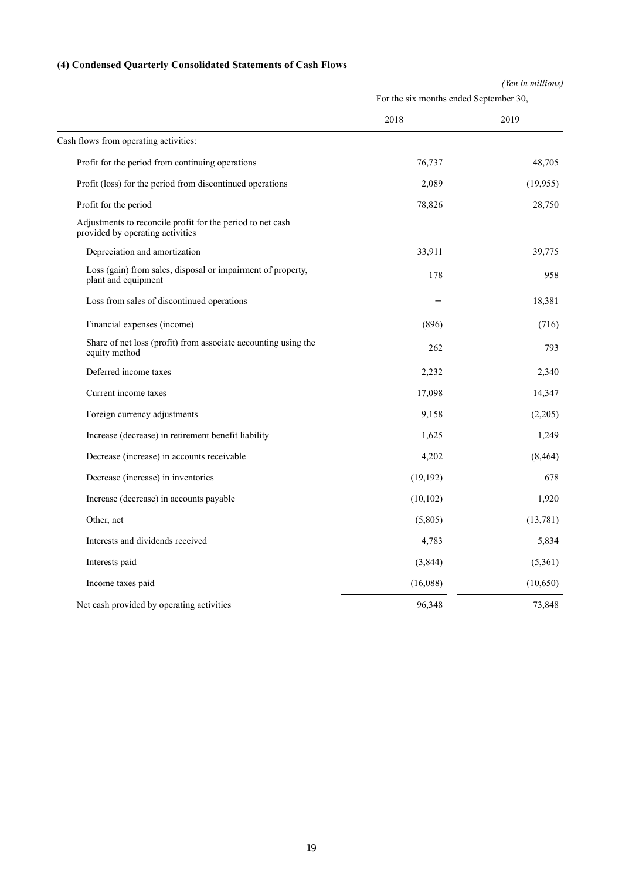## (4) Condensed Quarterly Consolidated Statements of Cash Flows

*(Yen in millions)*

| | For the six months ended September 30, | |
|---|---|---|
| | 2018 | 2019 |
| Cash flows from operating activities: | | |
| Profit for the period from continuing operations | 76,737 | 48,705 |
| Profit (loss) for the period from discontinued operations | 2,089 | (19,955) |
| Profit for the period | 78,826 | 28,750 |
| Adjustments to reconcile profit for the period to net cash provided by operating activities | | |
| Depreciation and amortization | 33,911 | 39,775 |
| Loss (gain) from sales, disposal or impairment of property, plant and equipment | 178 | 958 |
| Loss from sales of discontinued operations | − | 18,381 |
| Financial expenses (income) | (896) | (716) |
| Share of net loss (profit) from associate accounting using the equity method | 262 | 793 |
| Deferred income taxes | 2,232 | 2,340 |
| Current income taxes | 17,098 | 14,347 |
| Foreign currency adjustments | 9,158 | (2,205) |
| Increase (decrease) in retirement benefit liability | 1,625 | 1,249 |
| Decrease (increase) in accounts receivable | 4,202 | (8,464) |
| Decrease (increase) in inventories | (19,192) | 678 |
| Increase (decrease) in accounts payable | (10,102) | 1,920 |
| Other, net | (5,805) | (13,781) |
| Interests and dividends received | 4,783 | 5,834 |
| Interests paid | (3,844) | (5,361) |
| Income taxes paid | (16,088) | (10,650) |
| Net cash provided by operating activities | 96,348 | 73,848 |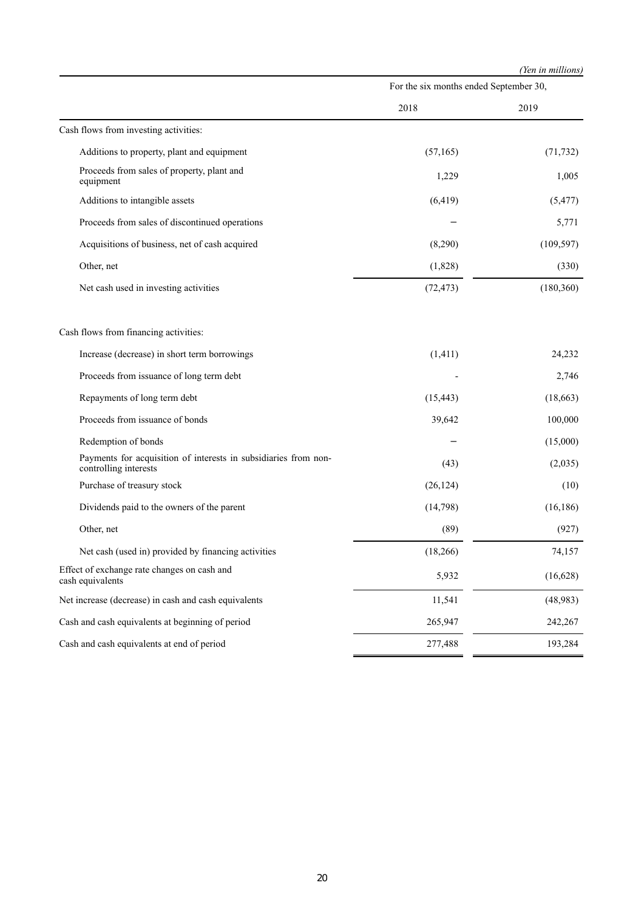*(Yen in millions)*

| | For the six months ended September 30, | |
|---|---|---|
| | 2018 | 2019 |
| Cash flows from investing activities: | | |
| Additions to property, plant and equipment | (57,165) | (71,732) |
| Proceeds from sales of property, plant and equipment | 1,229 | 1,005 |
| Additions to intangible assets | (6,419) | (5,477) |
| Proceeds from sales of discontinued operations | − | 5,771 |
| Acquisitions of business, net of cash acquired | (8,290) | (109,597) |
| Other, net | (1,828) | (330) |
| Net cash used in investing activities | (72,473) | (180,360) |
| | | |
| Cash flows from financing activities: | | |
| Increase (decrease) in short term borrowings | (1,411) | 24,232 |
| Proceeds from issuance of long term debt | - | 2,746 |
| Repayments of long term debt | (15,443) | (18,663) |
| Proceeds from issuance of bonds | 39,642 | 100,000 |
| Redemption of bonds | − | (15,000) |
| Payments for acquisition of interests in subsidiaries from non-controlling interests | (43) | (2,035) |
| Purchase of treasury stock | (26,124) | (10) |
| Dividends paid to the owners of the parent | (14,798) | (16,186) |
| Other, net | (89) | (927) |
| Net cash (used in) provided by financing activities | (18,266) | 74,157 |
| Effect of exchange rate changes on cash and cash equivalents | 5,932 | (16,628) |
| Net increase (decrease) in cash and cash equivalents | 11,541 | (48,983) |
| Cash and cash equivalents at beginning of period | 265,947 | 242,267 |
| Cash and cash equivalents at end of period | 277,488 | 193,284 |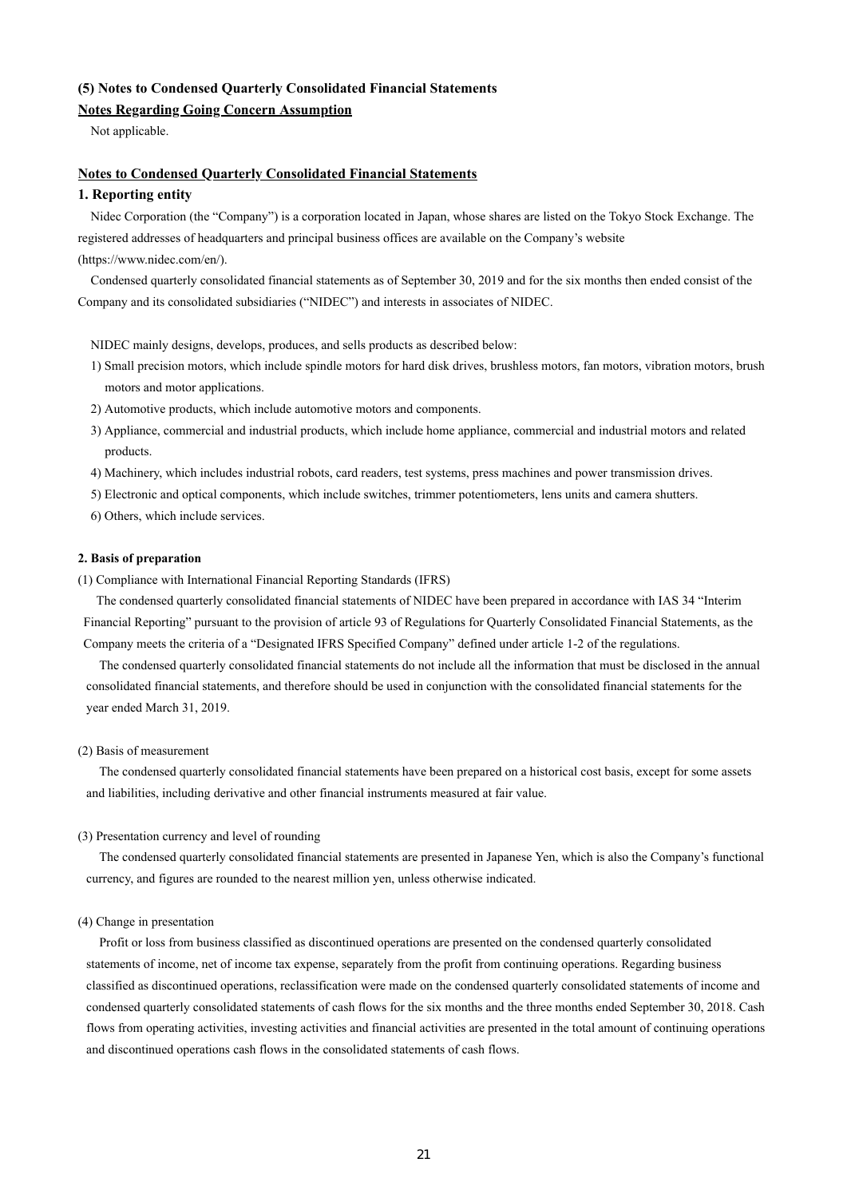## (5) Notes to Condensed Quarterly Consolidated Financial Statements

### Notes Regarding Going Concern Assumption

Not applicable.

### Notes to Condensed Quarterly Consolidated Financial Statements

#### 1. Reporting entity

Nidec Corporation (the "Company") is a corporation located in Japan, whose shares are listed on the Tokyo Stock Exchange. The registered addresses of headquarters and principal business offices are available on the Company's website (https://www.nidec.com/en/).

Condensed quarterly consolidated financial statements as of September 30, 2019 and for the six months then ended consist of the Company and its consolidated subsidiaries ("NIDEC") and interests in associates of NIDEC.

NIDEC mainly designs, develops, produces, and sells products as described below:

1) Small precision motors, which include spindle motors for hard disk drives, brushless motors, fan motors, vibration motors, brush motors and motor applications.
2) Automotive products, which include automotive motors and components.
3) Appliance, commercial and industrial products, which include home appliance, commercial and industrial motors and related products.
4) Machinery, which includes industrial robots, card readers, test systems, press machines and power transmission drives.
5) Electronic and optical components, which include switches, trimmer potentiometers, lens units and camera shutters.
6) Others, which include services.

#### 2. Basis of preparation

(1) Compliance with International Financial Reporting Standards (IFRS)

The condensed quarterly consolidated financial statements of NIDEC have been prepared in accordance with IAS 34 "Interim Financial Reporting" pursuant to the provision of article 93 of Regulations for Quarterly Consolidated Financial Statements, as the Company meets the criteria of a "Designated IFRS Specified Company" defined under article 1-2 of the regulations.

The condensed quarterly consolidated financial statements do not include all the information that must be disclosed in the annual consolidated financial statements, and therefore should be used in conjunction with the consolidated financial statements for the year ended March 31, 2019.

(2) Basis of measurement

The condensed quarterly consolidated financial statements have been prepared on a historical cost basis, except for some assets and liabilities, including derivative and other financial instruments measured at fair value.

(3) Presentation currency and level of rounding

The condensed quarterly consolidated financial statements are presented in Japanese Yen, which is also the Company's functional currency, and figures are rounded to the nearest million yen, unless otherwise indicated.

(4) Change in presentation

Profit or loss from business classified as discontinued operations are presented on the condensed quarterly consolidated statements of income, net of income tax expense, separately from the profit from continuing operations. Regarding business classified as discontinued operations, reclassification were made on the condensed quarterly consolidated statements of income and condensed quarterly consolidated statements of cash flows for the six months and the three months ended September 30, 2018. Cash flows from operating activities, investing activities and financial activities are presented in the total amount of continuing operations and discontinued operations cash flows in the consolidated statements of cash flows.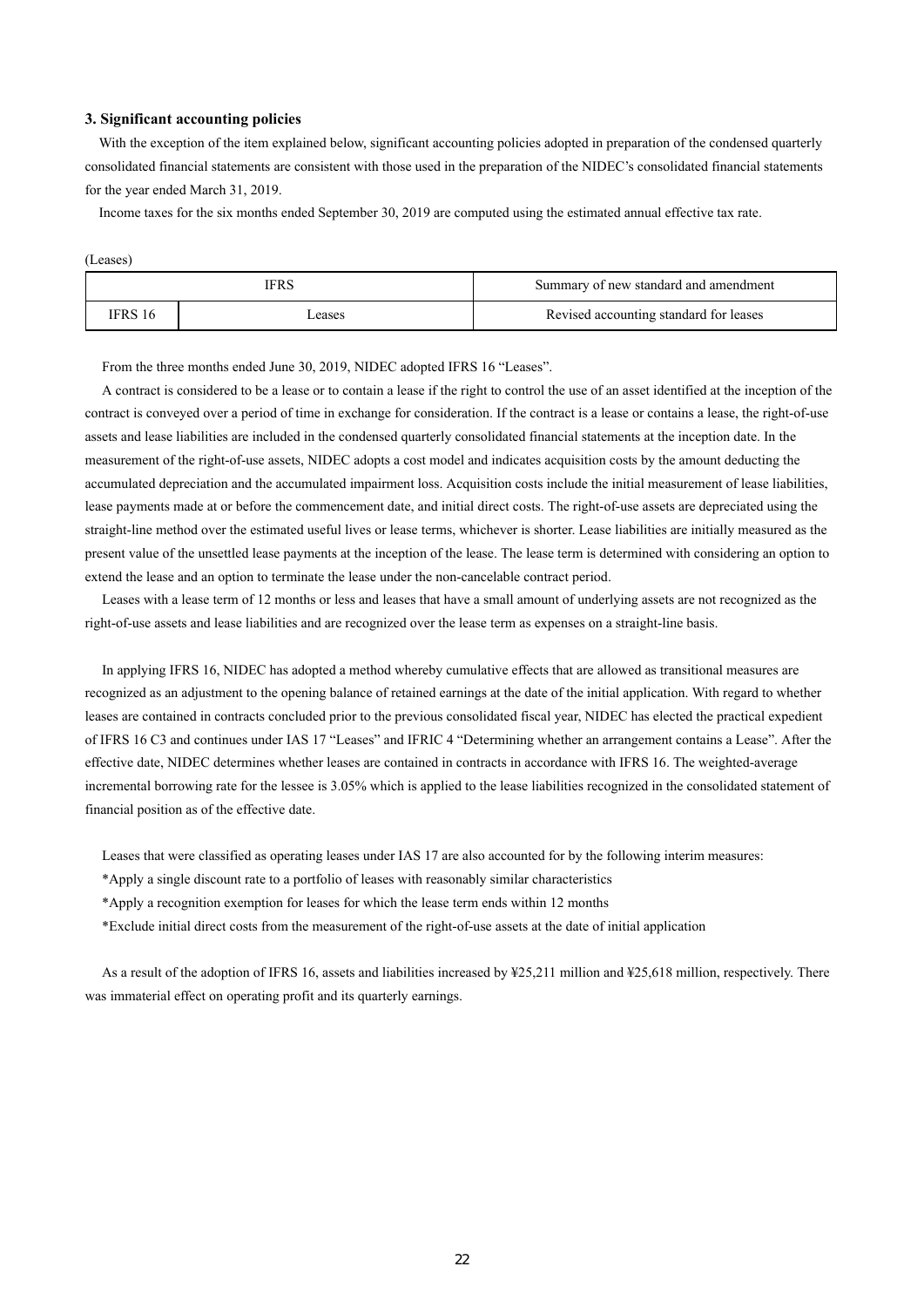### 3. Significant accounting policies

With the exception of the item explained below, significant accounting policies adopted in preparation of the condensed quarterly consolidated financial statements are consistent with those used in the preparation of the NIDEC's consolidated financial statements for the year ended March 31, 2019.

Income taxes for the six months ended September 30, 2019 are computed using the estimated annual effective tax rate.

(Leases)

| IFRS | | Summary of new standard and amendment |
|---|---|---|
| IFRS 16 | Leases | Revised accounting standard for leases |

From the three months ended June 30, 2019, NIDEC adopted IFRS 16 "Leases".

A contract is considered to be a lease or to contain a lease if the right to control the use of an asset identified at the inception of the contract is conveyed over a period of time in exchange for consideration. If the contract is a lease or contains a lease, the right-of-use assets and lease liabilities are included in the condensed quarterly consolidated financial statements at the inception date. In the measurement of the right-of-use assets, NIDEC adopts a cost model and indicates acquisition costs by the amount deducting the accumulated depreciation and the accumulated impairment loss. Acquisition costs include the initial measurement of lease liabilities, lease payments made at or before the commencement date, and initial direct costs. The right-of-use assets are depreciated using the straight-line method over the estimated useful lives or lease terms, whichever is shorter. Lease liabilities are initially measured as the present value of the unsettled lease payments at the inception of the lease. The lease term is determined with considering an option to extend the lease and an option to terminate the lease under the non-cancelable contract period.

Leases with a lease term of 12 months or less and leases that have a small amount of underlying assets are not recognized as the right-of-use assets and lease liabilities and are recognized over the lease term as expenses on a straight-line basis.

In applying IFRS 16, NIDEC has adopted a method whereby cumulative effects that are allowed as transitional measures are recognized as an adjustment to the opening balance of retained earnings at the date of the initial application. With regard to whether leases are contained in contracts concluded prior to the previous consolidated fiscal year, NIDEC has elected the practical expedient of IFRS 16 C3 and continues under IAS 17 "Leases" and IFRIC 4 "Determining whether an arrangement contains a Lease". After the effective date, NIDEC determines whether leases are contained in contracts in accordance with IFRS 16. The weighted-average incremental borrowing rate for the lessee is 3.05% which is applied to the lease liabilities recognized in the consolidated statement of financial position as of the effective date.

Leases that were classified as operating leases under IAS 17 are also accounted for by the following interim measures:

*Apply a single discount rate to a portfolio of leases with reasonably similar characteristics

*Apply a recognition exemption for leases for which the lease term ends within 12 months

*Exclude initial direct costs from the measurement of the right-of-use assets at the date of initial application

As a result of the adoption of IFRS 16, assets and liabilities increased by ¥25,211 million and ¥25,618 million, respectively. There was immaterial effect on operating profit and its quarterly earnings.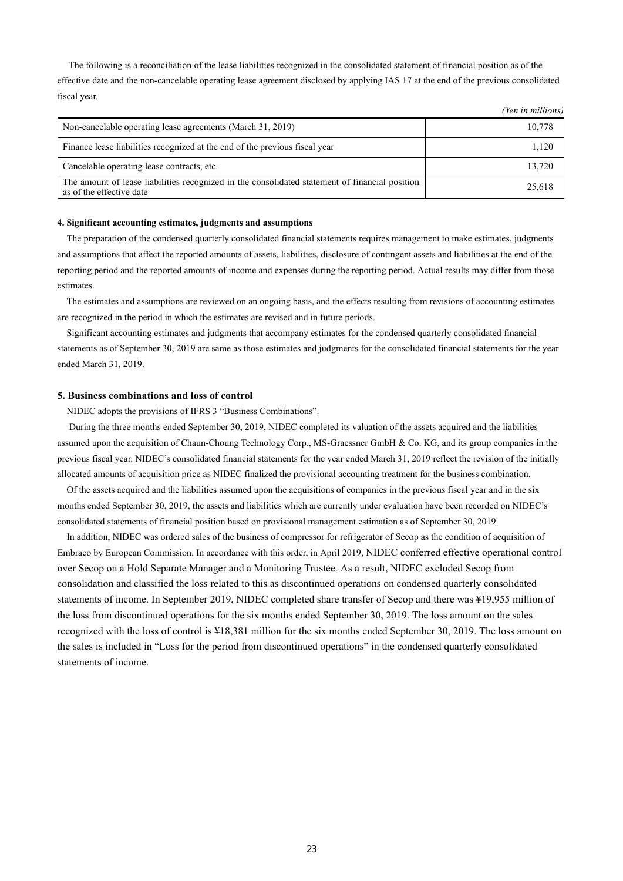The following is a reconciliation of the lease liabilities recognized in the consolidated statement of financial position as of the effective date and the non-cancelable operating lease agreement disclosed by applying IAS 17 at the end of the previous consolidated fiscal year.

*(Yen in millions)*

| | |
|---|---:|
| Non-cancelable operating lease agreements (March 31, 2019) | 10,778 |
| Finance lease liabilities recognized at the end of the previous fiscal year | 1,120 |
| Cancelable operating lease contracts, etc. | 13,720 |
| The amount of lease liabilities recognized in the consolidated statement of financial position as of the effective date | 25,618 |

#### 4. Significant accounting estimates, judgments and assumptions

The preparation of the condensed quarterly consolidated financial statements requires management to make estimates, judgments and assumptions that affect the reported amounts of assets, liabilities, disclosure of contingent assets and liabilities at the end of the reporting period and the reported amounts of income and expenses during the reporting period. Actual results may differ from those estimates.

The estimates and assumptions are reviewed on an ongoing basis, and the effects resulting from revisions of accounting estimates are recognized in the period in which the estimates are revised and in future periods.

Significant accounting estimates and judgments that accompany estimates for the condensed quarterly consolidated financial statements as of September 30, 2019 are same as those estimates and judgments for the consolidated financial statements for the year ended March 31, 2019.

#### 5. Business combinations and loss of control

NIDEC adopts the provisions of IFRS 3 "Business Combinations".

During the three months ended September 30, 2019, NIDEC completed its valuation of the assets acquired and the liabilities assumed upon the acquisition of Chaun-Choung Technology Corp., MS-Graessner GmbH & Co. KG, and its group companies in the previous fiscal year. NIDEC's consolidated financial statements for the year ended March 31, 2019 reflect the revision of the initially allocated amounts of acquisition price as NIDEC finalized the provisional accounting treatment for the business combination.

Of the assets acquired and the liabilities assumed upon the acquisitions of companies in the previous fiscal year and in the six months ended September 30, 2019, the assets and liabilities which are currently under evaluation have been recorded on NIDEC's consolidated statements of financial position based on provisional management estimation as of September 30, 2019.

In addition, NIDEC was ordered sales of the business of compressor for refrigerator of Secop as the condition of acquisition of Embraco by European Commission. In accordance with this order, in April 2019, NIDEC conferred effective operational control over Secop on a Hold Separate Manager and a Monitoring Trustee. As a result, NIDEC excluded Secop from consolidation and classified the loss related to this as discontinued operations on condensed quarterly consolidated statements of income. In September 2019, NIDEC completed share transfer of Secop and there was ¥19,955 million of the loss from discontinued operations for the six months ended September 30, 2019. The loss amount on the sales recognized with the loss of control is ¥18,381 million for the six months ended September 30, 2019. The loss amount on the sales is included in "Loss for the period from discontinued operations" in the condensed quarterly consolidated statements of income.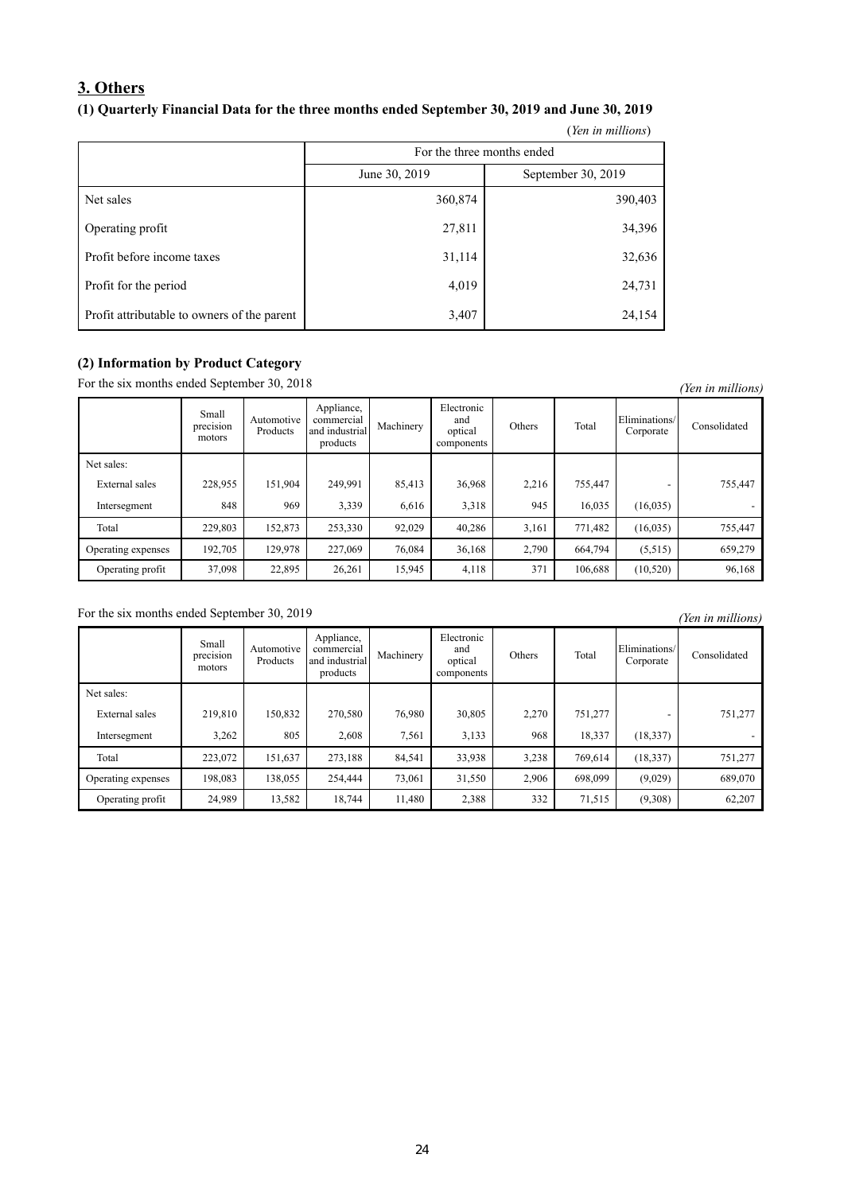## 3. Others

### (1) Quarterly Financial Data for the three months ended September 30, 2019 and June 30, 2019

(*Yen in millions*)

| | For the three months ended | |
|---|---|---|
| | June 30, 2019 | September 30, 2019 |
| Net sales | 360,874 | 390,403 |
| Operating profit | 27,811 | 34,396 |
| Profit before income taxes | 31,114 | 32,636 |
| Profit for the period | 4,019 | 24,731 |
| Profit attributable to owners of the parent | 3,407 | 24,154 |

### (2) Information by Product Category

For the six months ended September 30, 2018

*(Yen in millions)*

| | Small precision motors | Automotive Products | Appliance, commercial and industrial products | Machinery | Electronic and optical components | Others | Total | Eliminations/ Corporate | Consolidated |
|---|---|---|---|---|---|---|---|---|---|
| Net sales: | | | | | | | | | |
| External sales | 228,955 | 151,904 | 249,991 | 85,413 | 36,968 | 2,216 | 755,447 | - | 755,447 |
| Intersegment | 848 | 969 | 3,339 | 6,616 | 3,318 | 945 | 16,035 | (16,035) | - |
| Total | 229,803 | 152,873 | 253,330 | 92,029 | 40,286 | 3,161 | 771,482 | (16,035) | 755,447 |
| Operating expenses | 192,705 | 129,978 | 227,069 | 76,084 | 36,168 | 2,790 | 664,794 | (5,515) | 659,279 |
| Operating profit | 37,098 | 22,895 | 26,261 | 15,945 | 4,118 | 371 | 106,688 | (10,520) | 96,168 |

For the six months ended September 30, 2019

*(Yen in millions)*

| | Small precision motors | Automotive Products | Appliance, commercial and industrial products | Machinery | Electronic and optical components | Others | Total | Eliminations/ Corporate | Consolidated |
|---|---|---|---|---|---|---|---|---|---|
| Net sales: | | | | | | | | | |
| External sales | 219,810 | 150,832 | 270,580 | 76,980 | 30,805 | 2,270 | 751,277 | - | 751,277 |
| Intersegment | 3,262 | 805 | 2,608 | 7,561 | 3,133 | 968 | 18,337 | (18,337) | - |
| Total | 223,072 | 151,637 | 273,188 | 84,541 | 33,938 | 3,238 | 769,614 | (18,337) | 751,277 |
| Operating expenses | 198,083 | 138,055 | 254,444 | 73,061 | 31,550 | 2,906 | 698,099 | (9,029) | 689,070 |
| Operating profit | 24,989 | 13,582 | 18,744 | 11,480 | 2,388 | 332 | 71,515 | (9,308) | 62,207 |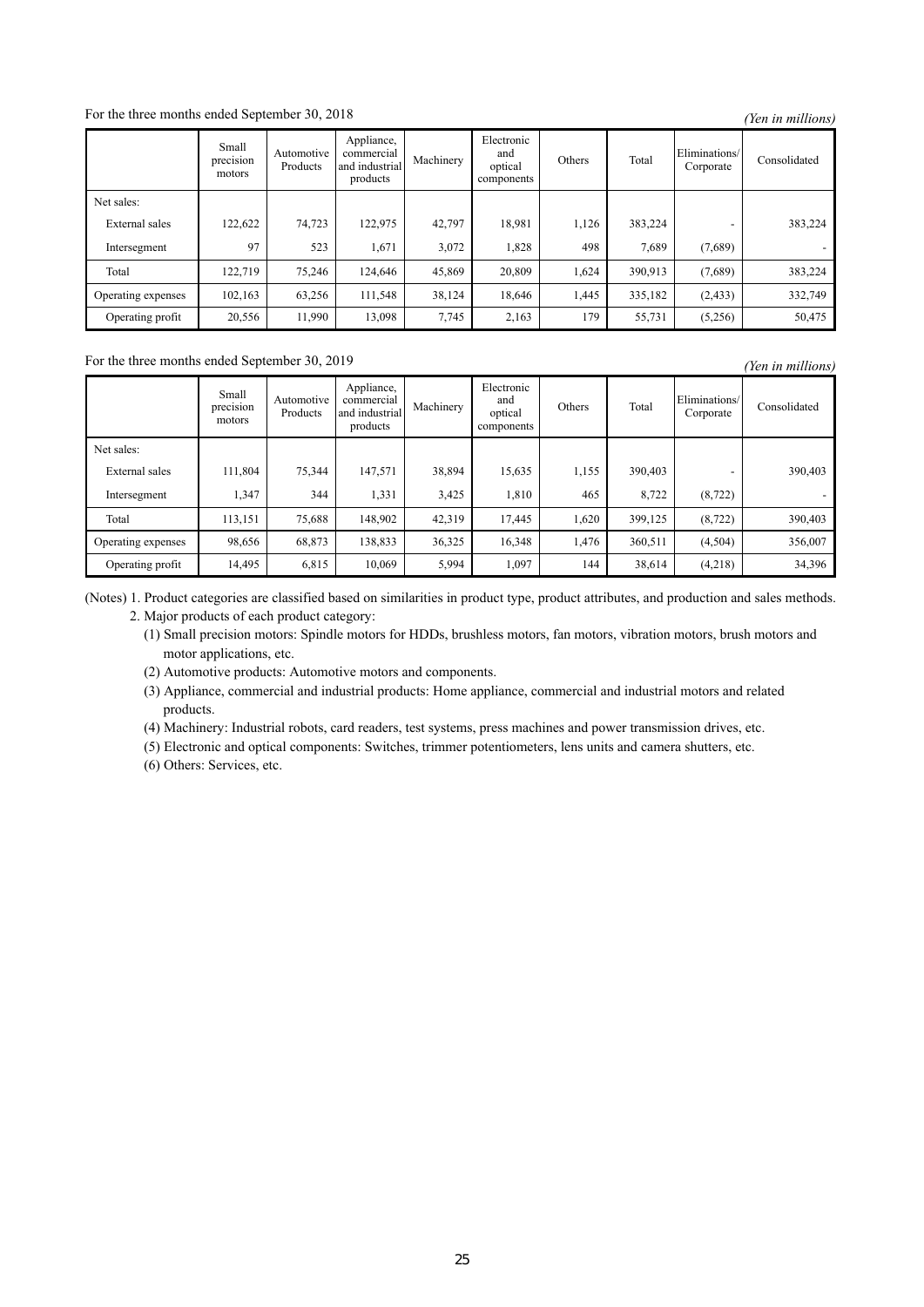For the three months ended September 30, 2018

*(Yen in millions)*

| | Small precision motors | Automotive Products | Appliance, commercial and industrial products | Machinery | Electronic and optical components | Others | Total | Eliminations/ Corporate | Consolidated |
|---|---|---|---|---|---|---|---|---|---|
| Net sales: | | | | | | | | | |
| External sales | 122,622 | 74,723 | 122,975 | 42,797 | 18,981 | 1,126 | 383,224 | - | 383,224 |
| Intersegment | 97 | 523 | 1,671 | 3,072 | 1,828 | 498 | 7,689 | (7,689) | - |
| Total | 122,719 | 75,246 | 124,646 | 45,869 | 20,809 | 1,624 | 390,913 | (7,689) | 383,224 |
| Operating expenses | 102,163 | 63,256 | 111,548 | 38,124 | 18,646 | 1,445 | 335,182 | (2,433) | 332,749 |
| Operating profit | 20,556 | 11,990 | 13,098 | 7,745 | 2,163 | 179 | 55,731 | (5,256) | 50,475 |

For the three months ended September 30, 2019

*(Yen in millions)*

| | Small precision motors | Automotive Products | Appliance, commercial and industrial products | Machinery | Electronic and optical components | Others | Total | Eliminations/ Corporate | Consolidated |
|---|---|---|---|---|---|---|---|---|---|
| Net sales: | | | | | | | | | |
| External sales | 111,804 | 75,344 | 147,571 | 38,894 | 15,635 | 1,155 | 390,403 | - | 390,403 |
| Intersegment | 1,347 | 344 | 1,331 | 3,425 | 1,810 | 465 | 8,722 | (8,722) | - |
| Total | 113,151 | 75,688 | 148,902 | 42,319 | 17,445 | 1,620 | 399,125 | (8,722) | 390,403 |
| Operating expenses | 98,656 | 68,873 | 138,833 | 36,325 | 16,348 | 1,476 | 360,511 | (4,504) | 356,007 |
| Operating profit | 14,495 | 6,815 | 10,069 | 5,994 | 1,097 | 144 | 38,614 | (4,218) | 34,396 |

(Notes) 1. Product categories are classified based on similarities in product type, product attributes, and production and sales methods.

2. Major products of each product category:

(1) Small precision motors: Spindle motors for HDDs, brushless motors, fan motors, vibration motors, brush motors and motor applications, etc.

(2) Automotive products: Automotive motors and components.

(3) Appliance, commercial and industrial products: Home appliance, commercial and industrial motors and related products.

(4) Machinery: Industrial robots, card readers, test systems, press machines and power transmission drives, etc.

(5) Electronic and optical components: Switches, trimmer potentiometers, lens units and camera shutters, etc.

(6) Others: Services, etc.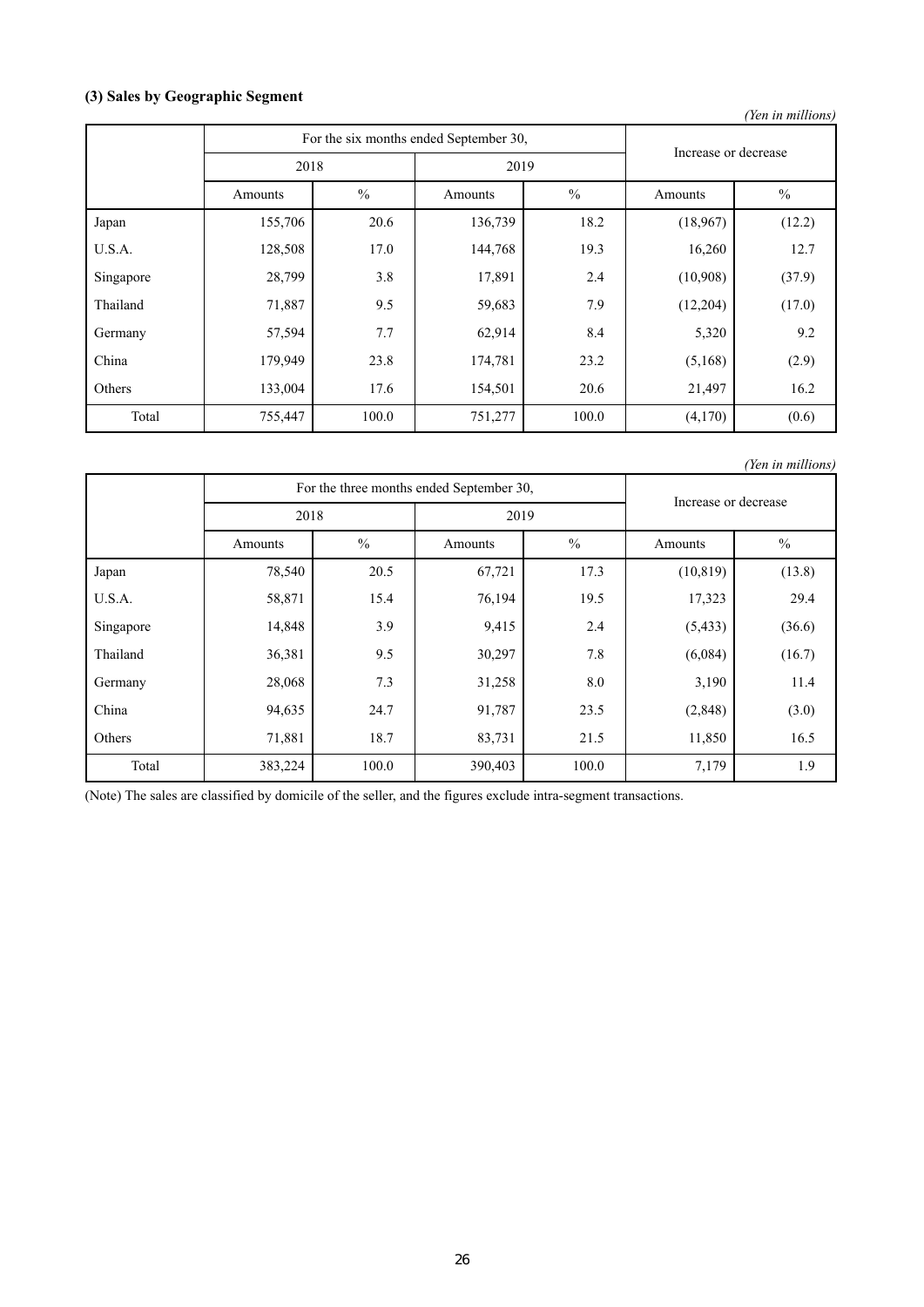### (3) Sales by Geographic Segment

*(Yen in millions)*

| | For the six months ended September 30, | | | | Increase or decrease | |
|---|---|---|---|---|---|---|
| | 2018 | | 2019 | | | |
| | Amounts | % | Amounts | % | Amounts | % |
| Japan | 155,706 | 20.6 | 136,739 | 18.2 | (18,967) | (12.2) |
| U.S.A. | 128,508 | 17.0 | 144,768 | 19.3 | 16,260 | 12.7 |
| Singapore | 28,799 | 3.8 | 17,891 | 2.4 | (10,908) | (37.9) |
| Thailand | 71,887 | 9.5 | 59,683 | 7.9 | (12,204) | (17.0) |
| Germany | 57,594 | 7.7 | 62,914 | 8.4 | 5,320 | 9.2 |
| China | 179,949 | 23.8 | 174,781 | 23.2 | (5,168) | (2.9) |
| Others | 133,004 | 17.6 | 154,501 | 20.6 | 21,497 | 16.2 |
| Total | 755,447 | 100.0 | 751,277 | 100.0 | (4,170) | (0.6) |

*(Yen in millions)*

| | For the three months ended September 30, | | | | Increase or decrease | |
|---|---|---|---|---|---|---|
| | 2018 | | 2019 | | | |
| | Amounts | % | Amounts | % | Amounts | % |
| Japan | 78,540 | 20.5 | 67,721 | 17.3 | (10,819) | (13.8) |
| U.S.A. | 58,871 | 15.4 | 76,194 | 19.5 | 17,323 | 29.4 |
| Singapore | 14,848 | 3.9 | 9,415 | 2.4 | (5,433) | (36.6) |
| Thailand | 36,381 | 9.5 | 30,297 | 7.8 | (6,084) | (16.7) |
| Germany | 28,068 | 7.3 | 31,258 | 8.0 | 3,190 | 11.4 |
| China | 94,635 | 24.7 | 91,787 | 23.5 | (2,848) | (3.0) |
| Others | 71,881 | 18.7 | 83,731 | 21.5 | 11,850 | 16.5 |
| Total | 383,224 | 100.0 | 390,403 | 100.0 | 7,179 | 1.9 |

(Note) The sales are classified by domicile of the seller, and the figures exclude intra-segment transactions.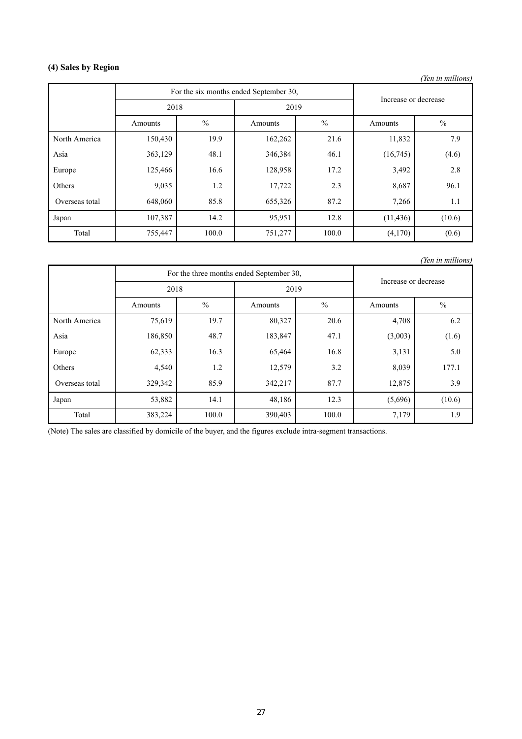### (4) Sales by Region

*(Yen in millions)*

| | For the six months ended September 30, | | | | Increase or decrease | |
|---|---|---|---|---|---|---|
| | 2018 | | 2019 | | | |
| | Amounts | % | Amounts | % | Amounts | % |
| North America | 150,430 | 19.9 | 162,262 | 21.6 | 11,832 | 7.9 |
| Asia | 363,129 | 48.1 | 346,384 | 46.1 | (16,745) | (4.6) |
| Europe | 125,466 | 16.6 | 128,958 | 17.2 | 3,492 | 2.8 |
| Others | 9,035 | 1.2 | 17,722 | 2.3 | 8,687 | 96.1 |
| Overseas total | 648,060 | 85.8 | 655,326 | 87.2 | 7,266 | 1.1 |
| Japan | 107,387 | 14.2 | 95,951 | 12.8 | (11,436) | (10.6) |
| Total | 755,447 | 100.0 | 751,277 | 100.0 | (4,170) | (0.6) |

*(Yen in millions)*

| | For the three months ended September 30, | | | | Increase or decrease | |
|---|---|---|---|---|---|---|
| | 2018 | | 2019 | | | |
| | Amounts | % | Amounts | % | Amounts | % |
| North America | 75,619 | 19.7 | 80,327 | 20.6 | 4,708 | 6.2 |
| Asia | 186,850 | 48.7 | 183,847 | 47.1 | (3,003) | (1.6) |
| Europe | 62,333 | 16.3 | 65,464 | 16.8 | 3,131 | 5.0 |
| Others | 4,540 | 1.2 | 12,579 | 3.2 | 8,039 | 177.1 |
| Overseas total | 329,342 | 85.9 | 342,217 | 87.7 | 12,875 | 3.9 |
| Japan | 53,882 | 14.1 | 48,186 | 12.3 | (5,696) | (10.6) |
| Total | 383,224 | 100.0 | 390,403 | 100.0 | 7,179 | 1.9 |

(Note) The sales are classified by domicile of the buyer, and the figures exclude intra-segment transactions.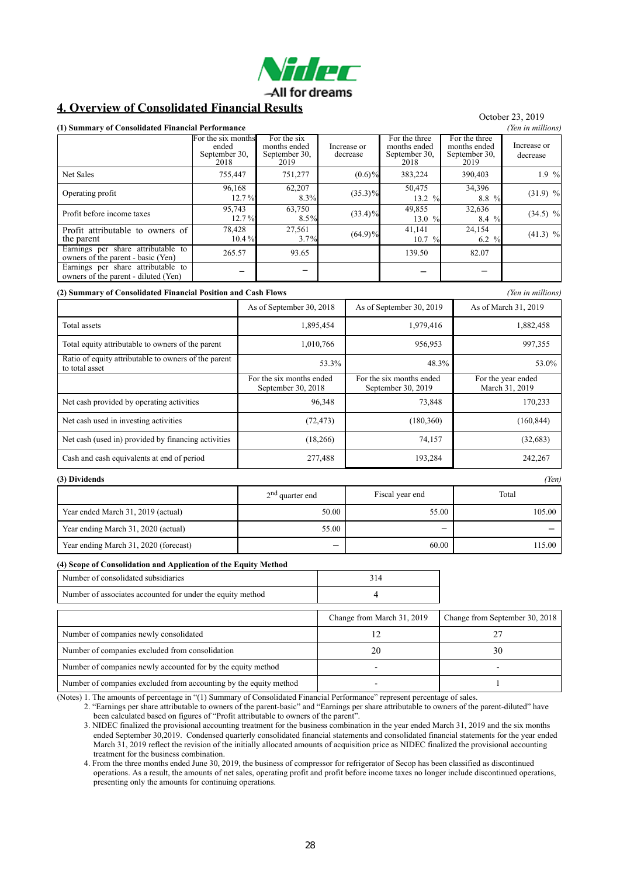## 4. Overview of Consolidated Financial Results

October 23, 2019

**(1) Summary of Consolidated Financial Performance**

*(Yen in millions)*

| | For the six months ended September 30, 2018 | For the six months ended September 30, 2019 | Increase or decrease | For the three months ended September 30, 2018 | For the three months ended September 30, 2019 | Increase or decrease |
|---|---|---|---|---|---|---|
| Net Sales | 755,447 | 751,277 | (0.6)% | 383,224 | 390,403 | 1.9 % |
| Operating profit | 96,168<br>12.7% | 62,207<br>8.3% | (35.3)% | 50,475<br>13.2 % | 34,396<br>8.8 % | (31.9) % |
| Profit before income taxes | 95,743<br>12.7% | 63,750<br>8.5% | (33.4)% | 49,855<br>13.0 % | 32,636<br>8.4 % | (34.5) % |
| Profit attributable to owners of the parent | 78,428<br>10.4% | 27,561<br>3.7% | (64.9)% | 41,141<br>10.7 % | 24,154<br>6.2 % | (41.3) % |
| Earnings per share attributable to owners of the parent - basic (Yen) | 265.57 | 93.65 | | 139.50 | 82.07 | |
| Earnings per share attributable to owners of the parent - diluted (Yen) | – | – | | – | – | |

**(2) Summary of Consolidated Financial Position and Cash Flows**

*(Yen in millions)*

| | As of September 30, 2018 | As of September 30, 2019 | As of March 31, 2019 |
|---|---|---|---|
| Total assets | 1,895,454 | 1,979,416 | 1,882,458 |
| Total equity attributable to owners of the parent | 1,010,766 | 956,953 | 997,355 |
| Ratio of equity attributable to owners of the parent to total asset | 53.3% | 48.3% | 53.0% |
| | For the six months ended September 30, 2018 | For the six months ended September 30, 2019 | For the year ended March 31, 2019 |
| Net cash provided by operating activities | 96,348 | 73,848 | 170,233 |
| Net cash used in investing activities | (72,473) | (180,360) | (160,844) |
| Net cash (used in) provided by financing activities | (18,266) | 74,157 | (32,683) |
| Cash and cash equivalents at end of period | 277,488 | 193,284 | 242,267 |

**(3) Dividends**

*(Yen)*

| | 2nd quarter end | Fiscal year end | Total |
|---|---|---|---|
| Year ended March 31, 2019 (actual) | 50.00 | 55.00 | 105.00 |
| Year ending March 31, 2020 (actual) | 55.00 | – | – |
| Year ending March 31, 2020 (forecast) | – | 60.00 | 115.00 |

**(4) Scope of Consolidation and Application of the Equity Method**

| | |
|---|---|
| Number of consolidated subsidiaries | 314 |
| Number of associates accounted for under the equity method | 4 |

| | Change from March 31, 2019 | Change from September 30, 2018 |
|---|---|---|
| Number of companies newly consolidated | 12 | 27 |
| Number of companies excluded from consolidation | 20 | 30 |
| Number of companies newly accounted for by the equity method | - | - |
| Number of companies excluded from accounting by the equity method | - | 1 |

(Notes) 1. The amounts of percentage in "(1) Summary of Consolidated Financial Performance" represent percentage of sales.

2. "Earnings per share attributable to owners of the parent-basic" and "Earnings per share attributable to owners of the parent-diluted" have been calculated based on figures of "Profit attributable to owners of the parent".

3. NIDEC finalized the provisional accounting treatment for the business combination in the year ended March 31, 2019 and the six months ended September 30,2019. Condensed quarterly consolidated financial statements and consolidated financial statements for the year ended March 31, 2019 reflect the revision of the initially allocated amounts of acquisition price as NIDEC finalized the provisional accounting treatment for the business combination.

4. From the three months ended June 30, 2019, the business of compressor for refrigerator of Secop has been classified as discontinued operations. As a result, the amounts of net sales, operating profit and profit before income taxes no longer include discontinued operations, presenting only the amounts for continuing operations.